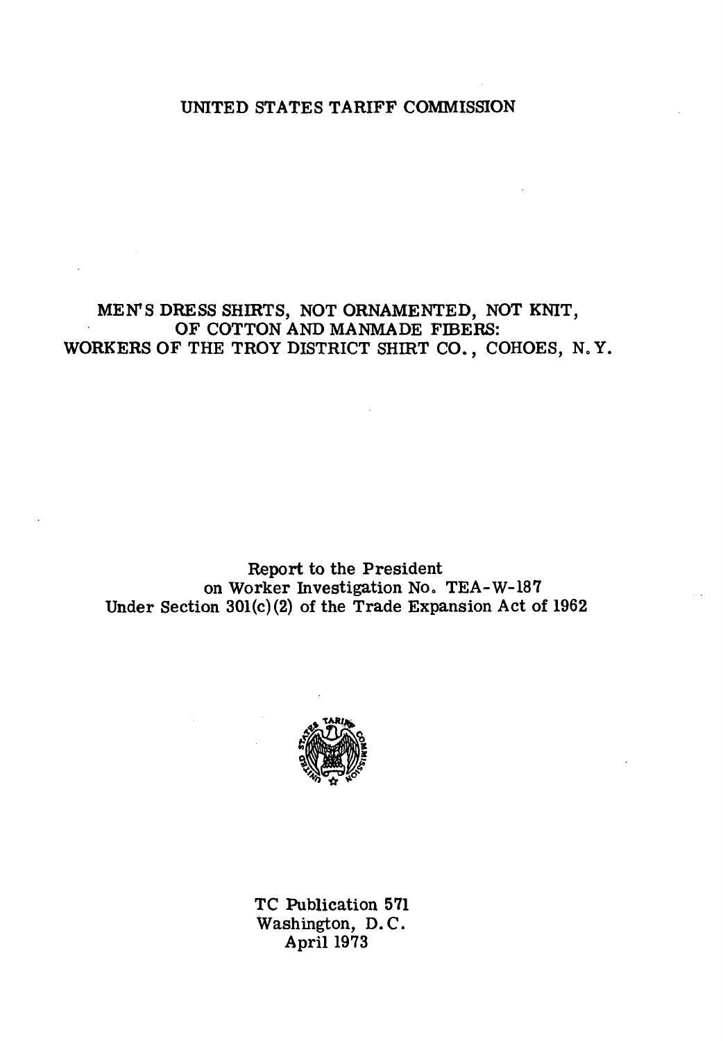UNITED STATES TARIFF COMMISSION

# MEN'S DRESS SHIRTS, NOT ORNAMENTED, NOT KNIT, OF COTTON AND MANMADE FIBERS: WORKERS OF THE TROY DISTRICT SHIRT CO., COHOES, N.Y.

Report to the President
on Worker Investigation No. TEA-W-187
Under Section 301(c)(2) of the Trade Expansion Act of 1962

TC Publication 571
Washington, D.C.
April 1973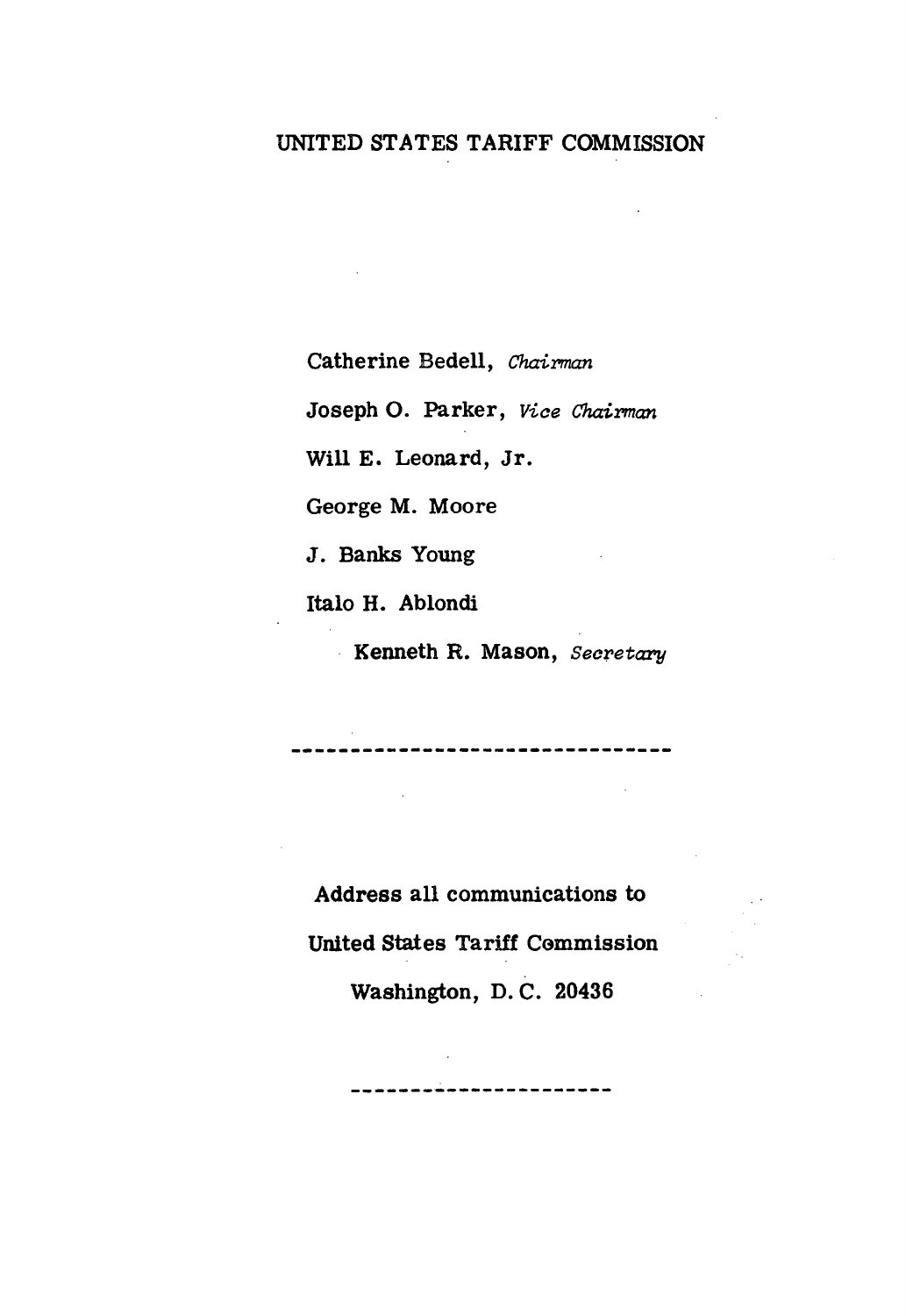UNITED STATES TARIFF COMMISSION

Catherine Bedell, *Chairman*

Joseph O. Parker, *Vice Chairman*

Will E. Leonard, Jr.

George M. Moore

J. Banks Young

Italo H. Ablondi

Kenneth R. Mason, *Secretary*

---

**Address all communications to**

**United States Tariff Commission**

**Washington, D. C. 20436**

---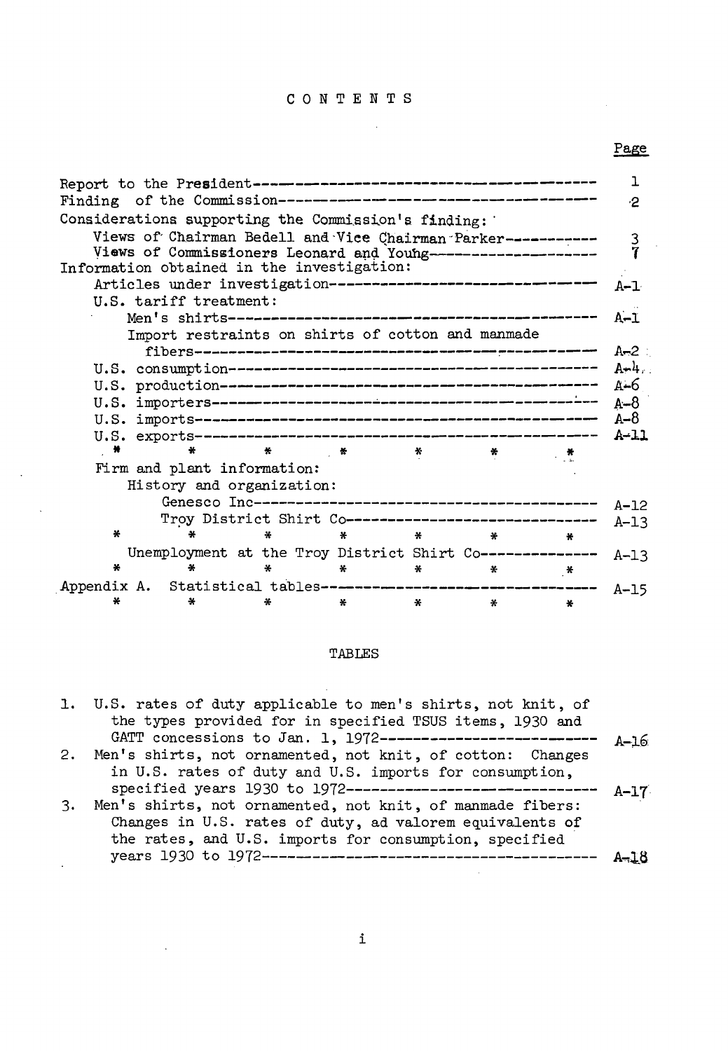# CONTENTS

| | Page |
|---|---|
| Report to the President | 1 |
| Finding of the Commission | 2 |
| Considerations supporting the Commission's finding: | |
| Views of Chairman Bedell and Vice Chairman Parker | 3 |
| Views of Commissioners Leonard and Young | 7 |
| Information obtained in the investigation: | |
| Articles under investigation | A-1 |
| U.S. tariff treatment: | |
| Men's shirts | A-1 |
| Import restraints on shirts of cotton and manmade fibers | A-2 |
| U.S. consumption | A-4 |
| U.S. production | A-6 |
| U.S. importers | A-8 |
| U.S. imports | A-8 |
| U.S. exports | A-11 |
| * * * * * * * | |
| Firm and plant information: | |
| History and organization: | |
| Genesco Inc | A-12 |
| Troy District Shirt Co | A-13 |
| * * * * * * * | |
| Unemployment at the Troy District Shirt Co | A-13 |
| * * * * * * * | |
| Appendix A. Statistical tables | A-15 |
| * * * * * * * | |

## TABLES

1. U.S. rates of duty applicable to men's shirts, not knit, of the types provided for in specified TSUS items, 1930 and GATT concessions to Jan. 1, 1972 — A-16
2. Men's shirts, not ornamented, not knit, of cotton: Changes in U.S. rates of duty and U.S. imports for consumption, specified years 1930 to 1972 — A-17
3. Men's shirts, not ornamented, not knit, of manmade fibers: Changes in U.S. rates of duty, ad valorem equivalents of the rates, and U.S. imports for consumption, specified years 1930 to 1972 — A-18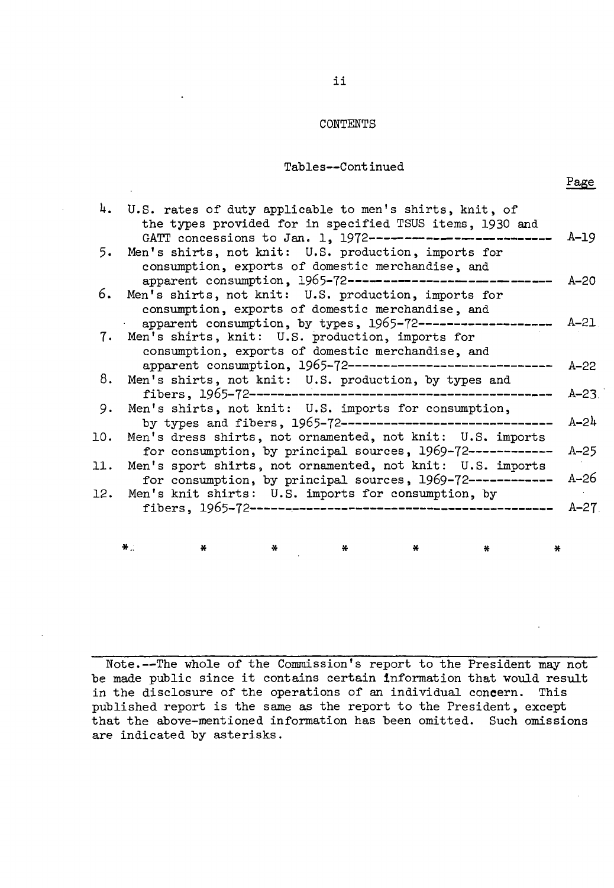## CONTENTS

### Tables--Continued

| | | Page |
|---|---|---|
| 4. | U.S. rates of duty applicable to men's shirts, knit, of the types provided for in specified TSUS items, 1930 and GATT concessions to Jan. 1, 1972 | A-19 |
| 5. | Men's shirts, not knit: U.S. production, imports for consumption, exports of domestic merchandise, and apparent consumption, 1965-72 | A-20 |
| 6. | Men's shirts, not knit: U.S. production, imports for consumption, exports of domestic merchandise, and apparent consumption, by types, 1965-72 | A-21 |
| 7. | Men's shirts, knit: U.S. production, imports for consumption, exports of domestic merchandise, and apparent consumption, 1965-72 | A-22 |
| 8. | Men's shirts, not knit: U.S. production, by types and fibers, 1965-72 | A-23 |
| 9. | Men's shirts, not knit: U.S. imports for consumption, by types and fibers, 1965-72 | A-24 |
| 10. | Men's dress shirts, not ornamented, not knit: U.S. imports for consumption, by principal sources, 1969-72 | A-25 |
| 11. | Men's sport shirts, not ornamented, not knit: U.S. imports for consumption, by principal sources, 1969-72 | A-26 |
| 12. | Men's knit shirts: U.S. imports for consumption, by fibers, 1965-72 | A-27 |

\* \* \* \* \* \* \*

Note.--The whole of the Commission's report to the President may not be made public since it contains certain information that would result in the disclosure of the operations of an individual concern. This published report is the same as the report to the President, except that the above-mentioned information has been omitted. Such omissions are indicated by asterisks.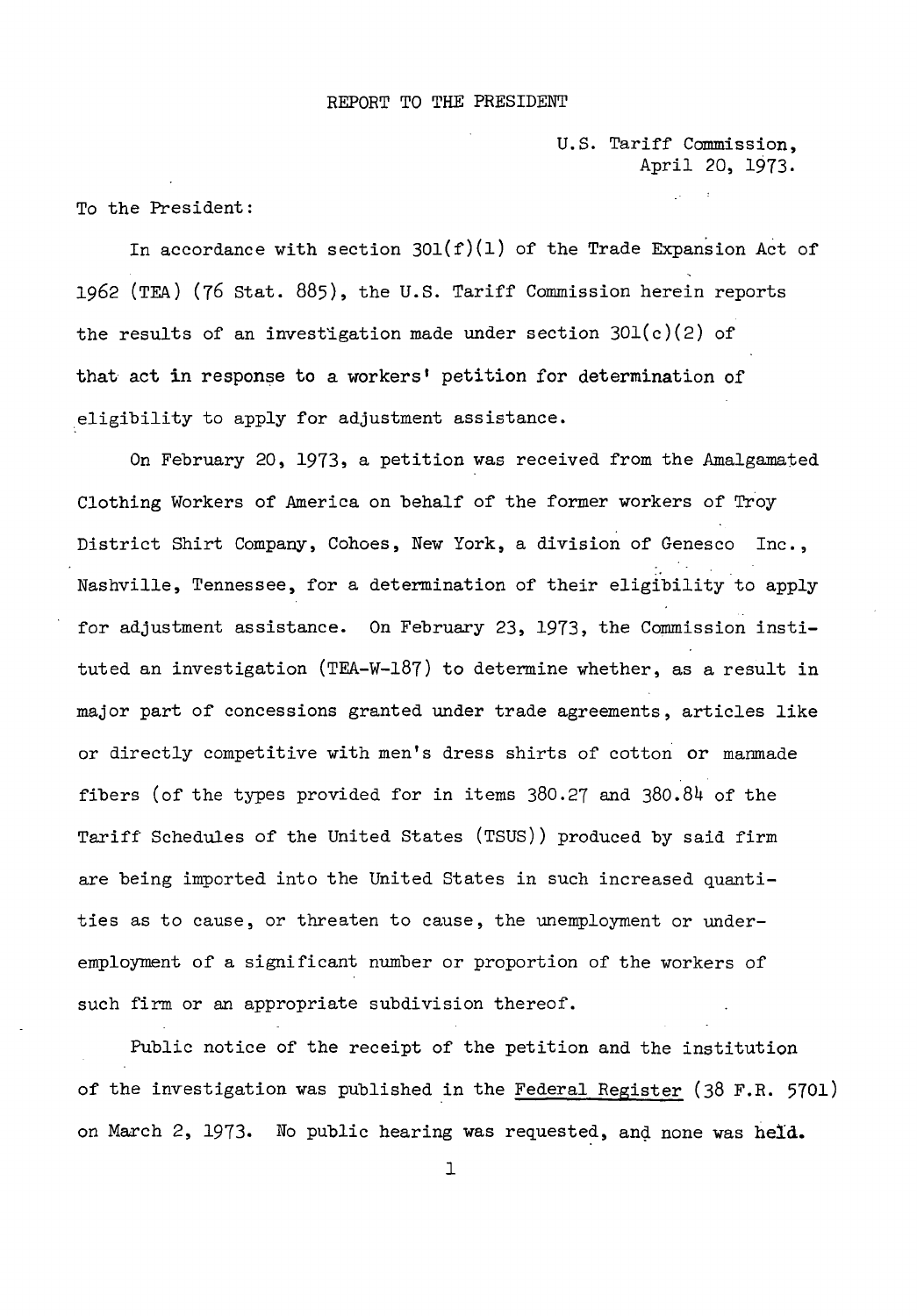REPORT TO THE PRESIDENT

U.S. Tariff Commission,
April 20, 1973.

To the President:

In accordance with section 301(f)(1) of the Trade Expansion Act of 1962 (TEA) (76 Stat. 885), the U.S. Tariff Commission herein reports the results of an investigation made under section 301(c)(2) of that act in response to a workers' petition for determination of eligibility to apply for adjustment assistance.

On February 20, 1973, a petition was received from the Amalgamated Clothing Workers of America on behalf of the former workers of Troy District Shirt Company, Cohoes, New York, a division of Genesco Inc., Nashville, Tennessee, for a determination of their eligibility to apply for adjustment assistance. On February 23, 1973, the Commission instituted an investigation (TEA-W-187) to determine whether, as a result in major part of concessions granted under trade agreements, articles like or directly competitive with men's dress shirts of cotton or manmade fibers (of the types provided for in items 380.27 and 380.84 of the Tariff Schedules of the United States (TSUS)) produced by said firm are being imported into the United States in such increased quantities as to cause, or threaten to cause, the unemployment or underemployment of a significant number or proportion of the workers of such firm or an appropriate subdivision thereof.

Public notice of the receipt of the petition and the institution of the investigation was published in the Federal Register (38 F.R. 5701) on March 2, 1973. No public hearing was requested, and none was held.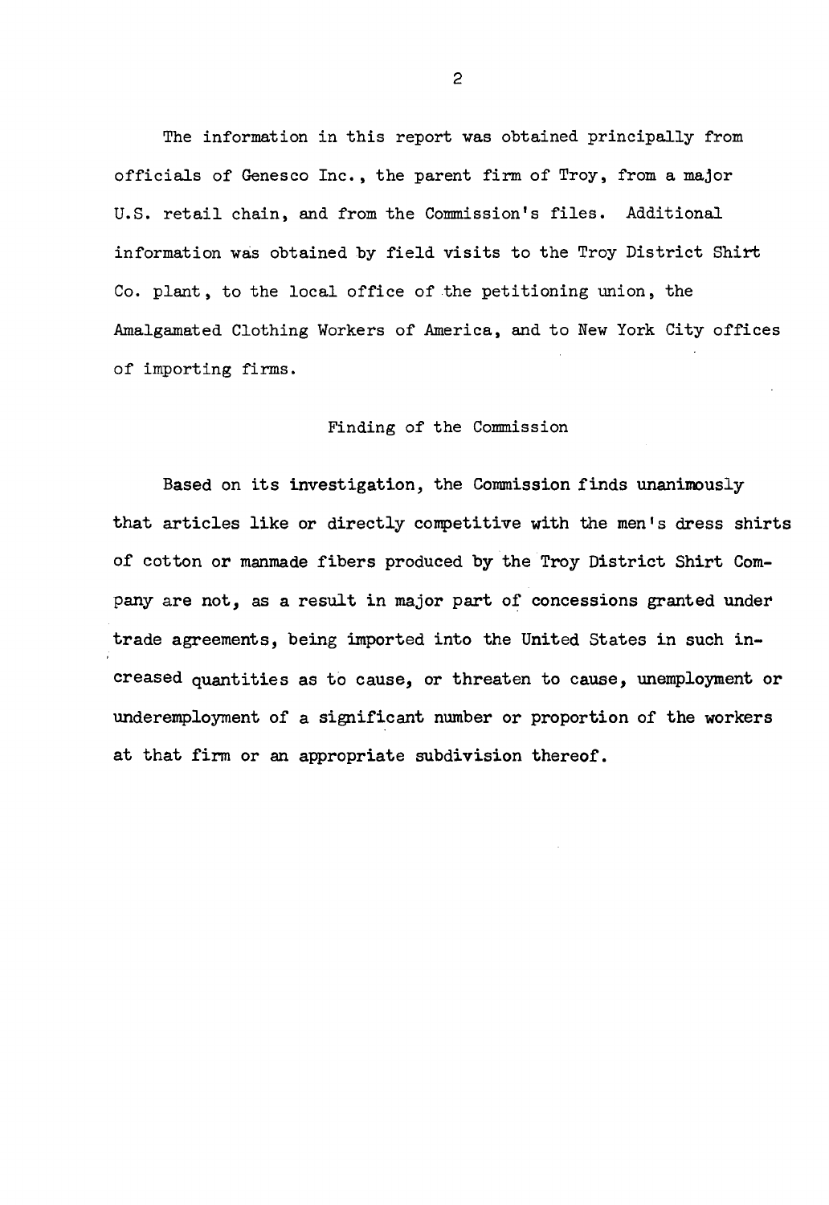The information in this report was obtained principally from officials of Genesco Inc., the parent firm of Troy, from a major U.S. retail chain, and from the Commission's files. Additional information was obtained by field visits to the Troy District Shirt Co. plant, to the local office of the petitioning union, the Amalgamated Clothing Workers of America, and to New York City offices of importing firms.

## Finding of the Commission

Based on its investigation, the Commission finds unanimously that articles like or directly competitive with the men's dress shirts of cotton or manmade fibers produced by the Troy District Shirt Company are not, as a result in major part of concessions granted under trade agreements, being imported into the United States in such increased quantities as to cause, or threaten to cause, unemployment or underemployment of a significant number or proportion of the workers at that firm or an appropriate subdivision thereof.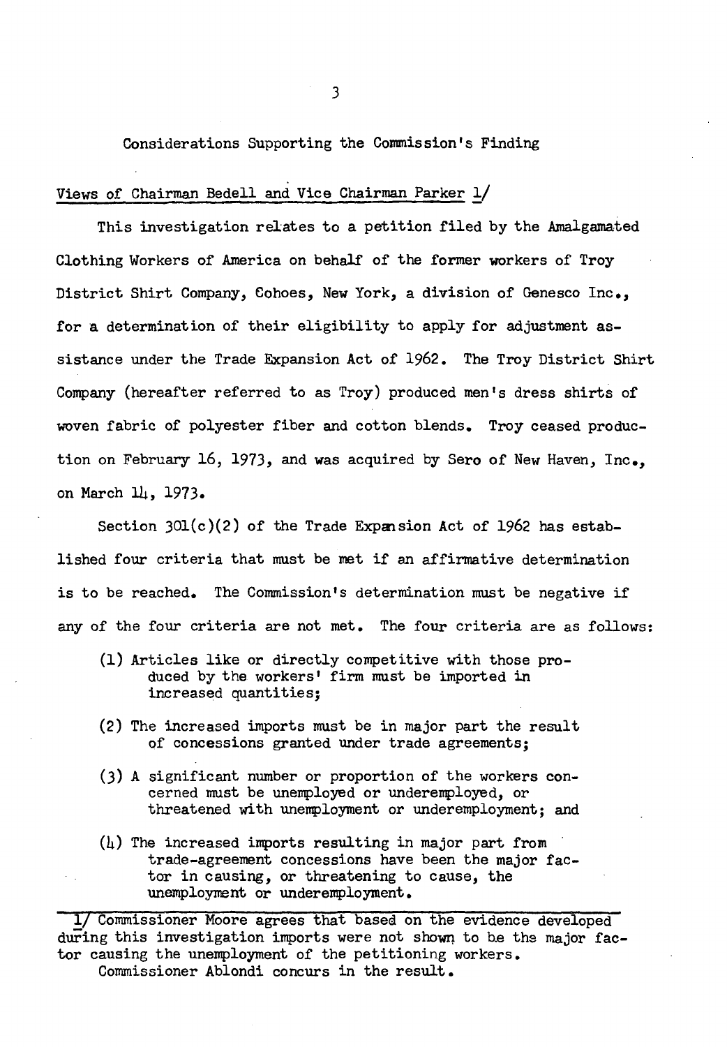## Considerations Supporting the Commission's Finding

### Views of Chairman Bedell and Vice Chairman Parker 1/

This investigation relates to a petition filed by the Amalgamated Clothing Workers of America on behalf of the former workers of Troy District Shirt Company, Cohoes, New York, a division of Genesco Inc., for a determination of their eligibility to apply for adjustment assistance under the Trade Expansion Act of 1962. The Troy District Shirt Company (hereafter referred to as Troy) produced men's dress shirts of woven fabric of polyester fiber and cotton blends. Troy ceased production on February 16, 1973, and was acquired by Sero of New Haven, Inc., on March 14, 1973.

Section 301(c)(2) of the Trade Expansion Act of 1962 has established four criteria that must be met if an affirmative determination is to be reached. The Commission's determination must be negative if any of the four criteria are not met. The four criteria are as follows:

(1) Articles like or directly competitive with those produced by the workers' firm must be imported in increased quantities;

(2) The increased imports must be in major part the result of concessions granted under trade agreements;

(3) A significant number or proportion of the workers concerned must be unemployed or underemployed, or threatened with unemployment or underemployment; and

(4) The increased imports resulting in major part from trade-agreement concessions have been the major factor in causing, or threatening to cause, the unemployment or underemployment.

---

1/ Commissioner Moore agrees that based on the evidence developed during this investigation imports were not shown to be the major factor causing the unemployment of the petitioning workers.
Commissioner Ablondi concurs in the result.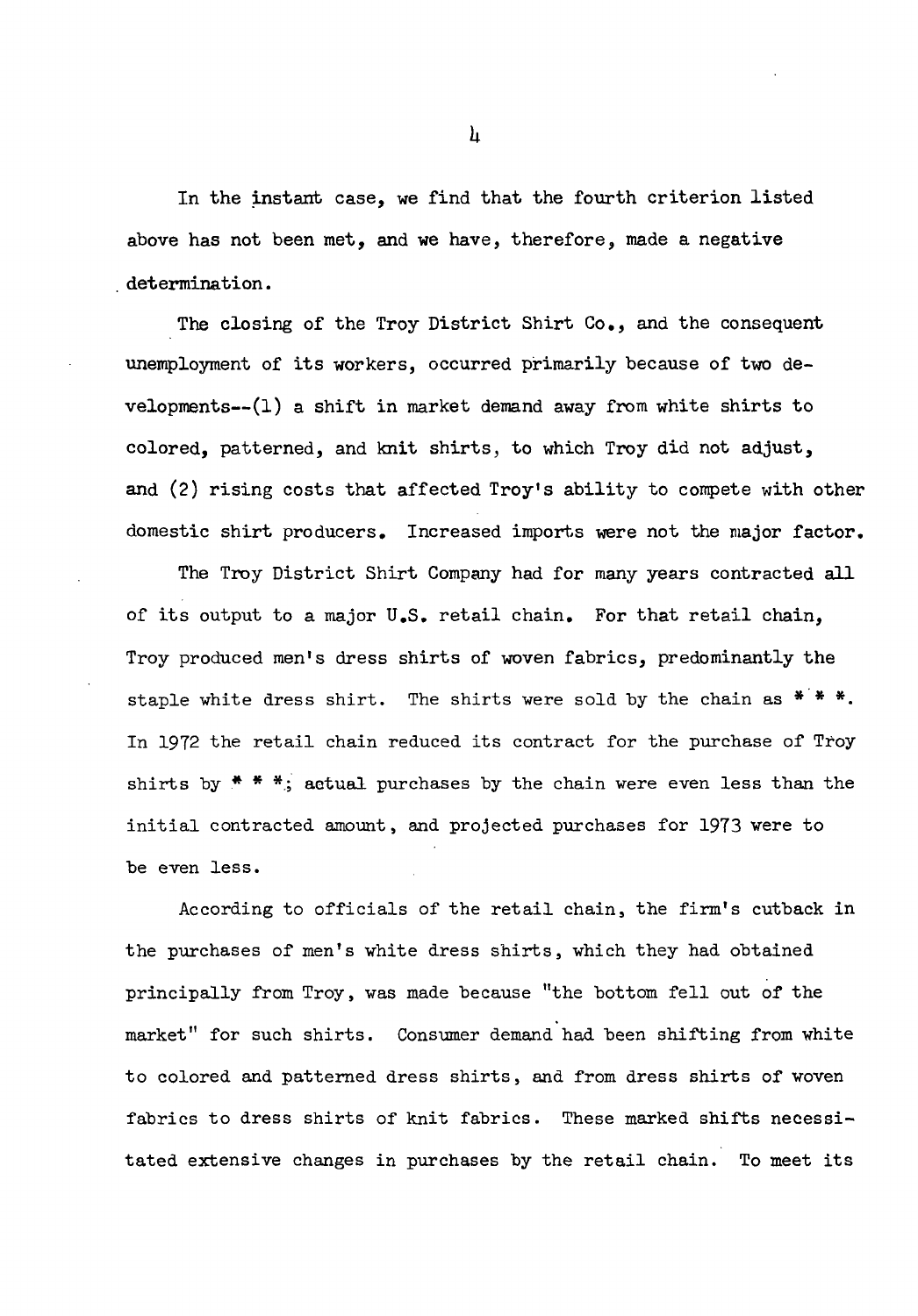In the instant case, we find that the fourth criterion listed above has not been met, and we have, therefore, made a negative determination.

The closing of the Troy District Shirt Co., and the consequent unemployment of its workers, occurred primarily because of two developments--(1) a shift in market demand away from white shirts to colored, patterned, and knit shirts, to which Troy did not adjust, and (2) rising costs that affected Troy's ability to compete with other domestic shirt producers. Increased imports were not the major factor.

The Troy District Shirt Company had for many years contracted all of its output to a major U.S. retail chain. For that retail chain, Troy produced men's dress shirts of woven fabrics, predominantly the staple white dress shirt. The shirts were sold by the chain as * * *. In 1972 the retail chain reduced its contract for the purchase of Troy shirts by * * *; actual purchases by the chain were even less than the initial contracted amount, and projected purchases for 1973 were to be even less.

According to officials of the retail chain, the firm's cutback in the purchases of men's white dress shirts, which they had obtained principally from Troy, was made because "the bottom fell out of the market" for such shirts. Consumer demand had been shifting from white to colored and patterned dress shirts, and from dress shirts of woven fabrics to dress shirts of knit fabrics. These marked shifts necessitated extensive changes in purchases by the retail chain. To meet its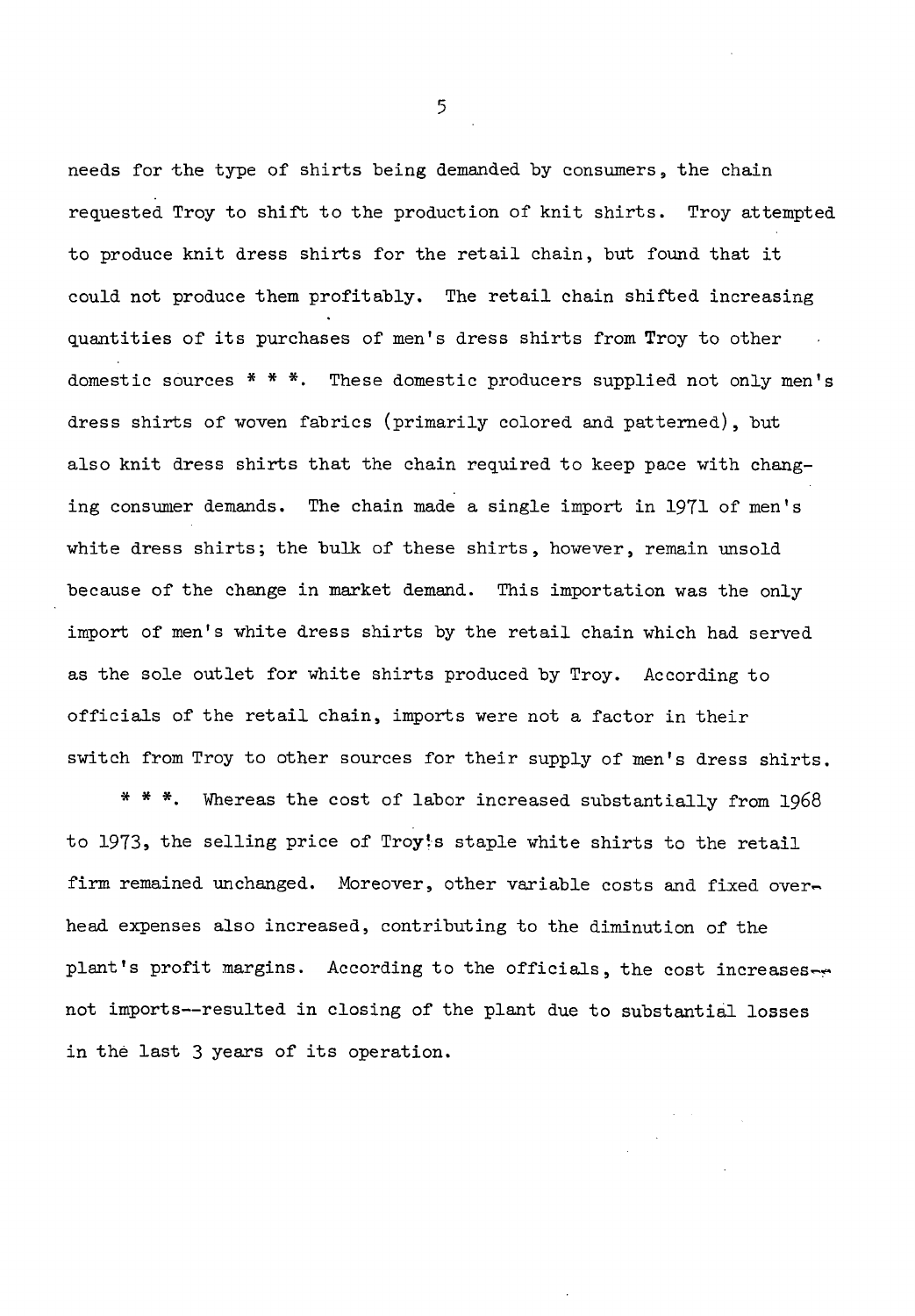needs for the type of shirts being demanded by consumers, the chain requested Troy to shift to the production of knit shirts. Troy attempted to produce knit dress shirts for the retail chain, but found that it could not produce them profitably. The retail chain shifted increasing quantities of its purchases of men's dress shirts from Troy to other domestic sources * * *. These domestic producers supplied not only men's dress shirts of woven fabrics (primarily colored and patterned), but also knit dress shirts that the chain required to keep pace with changing consumer demands. The chain made a single import in 1971 of men's white dress shirts; the bulk of these shirts, however, remain unsold because of the change in market demand. This importation was the only import of men's white dress shirts by the retail chain which had served as the sole outlet for white shirts produced by Troy. According to officials of the retail chain, imports were not a factor in their switch from Troy to other sources for their supply of men's dress shirts.

* * *. Whereas the cost of labor increased substantially from 1968 to 1973, the selling price of Troy's staple white shirts to the retail firm remained unchanged. Moreover, other variable costs and fixed overhead expenses also increased, contributing to the diminution of the plant's profit margins. According to the officials, the cost increases--not imports--resulted in closing of the plant due to substantial losses in the last 3 years of its operation.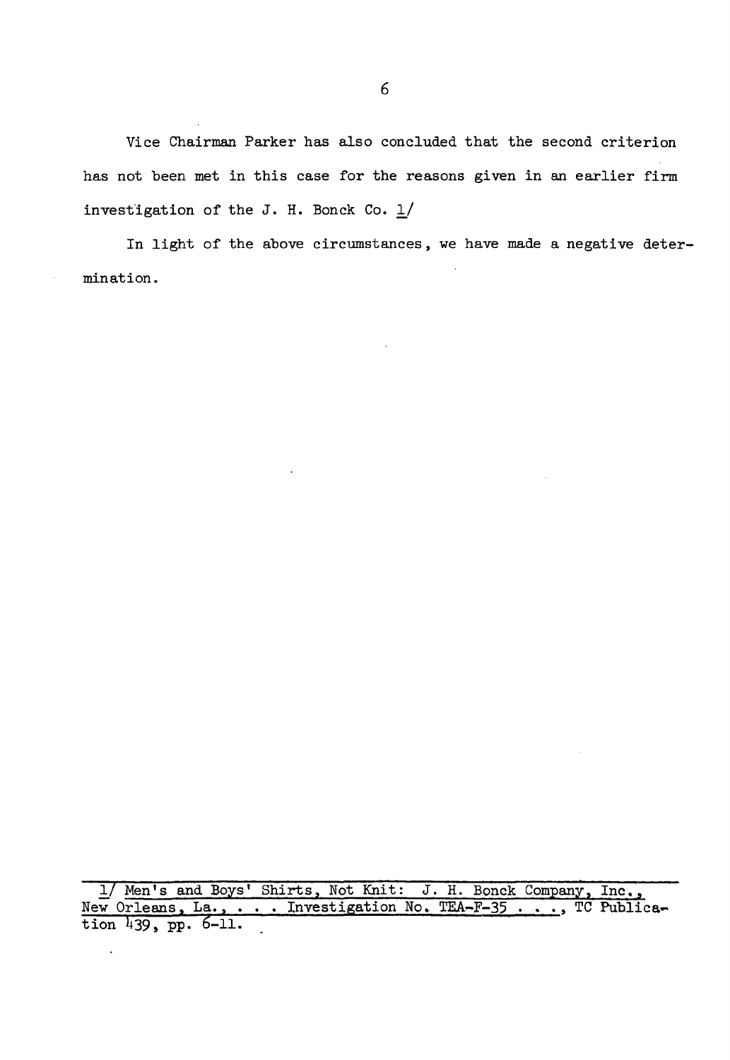Vice Chairman Parker has also concluded that the second criterion has not been met in this case for the reasons given in an earlier firm investigation of the J. H. Bonck Co. [1]

In light of the above circumstances, we have made a negative determination.

---

[1] Men's and Boys' Shirts, Not Knit: J. H. Bonck Company, Inc., New Orleans, La., . . . Investigation No. TEA-F-35 . . ., TC Publication 439, pp. 6-11.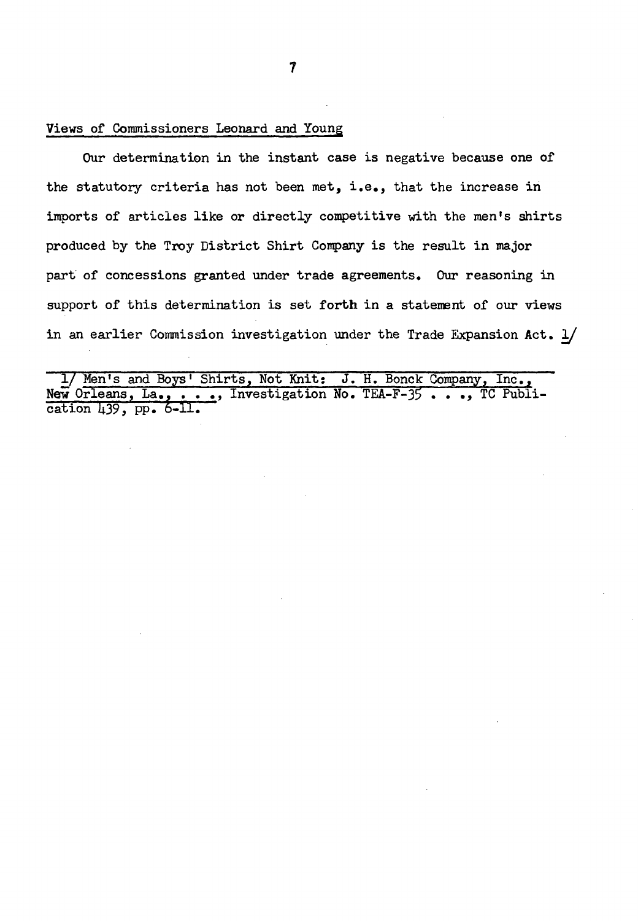Views of Commissioners Leonard and Young

Our determination in the instant case is negative because one of the statutory criteria has not been met, i.e., that the increase in imports of articles like or directly competitive with the men's shirts produced by the Troy District Shirt Company is the result in major part of concessions granted under trade agreements. Our reasoning in support of this determination is set forth in a statement of our views in an earlier Commission investigation under the Trade Expansion Act. [1]

---

[1] Men's and Boys' Shirts, Not Knit: J. H. Bonck Company, Inc., New Orleans, La., . . ., Investigation No. TEA-F-35 . . ., TC Publication 439, pp. 6-11.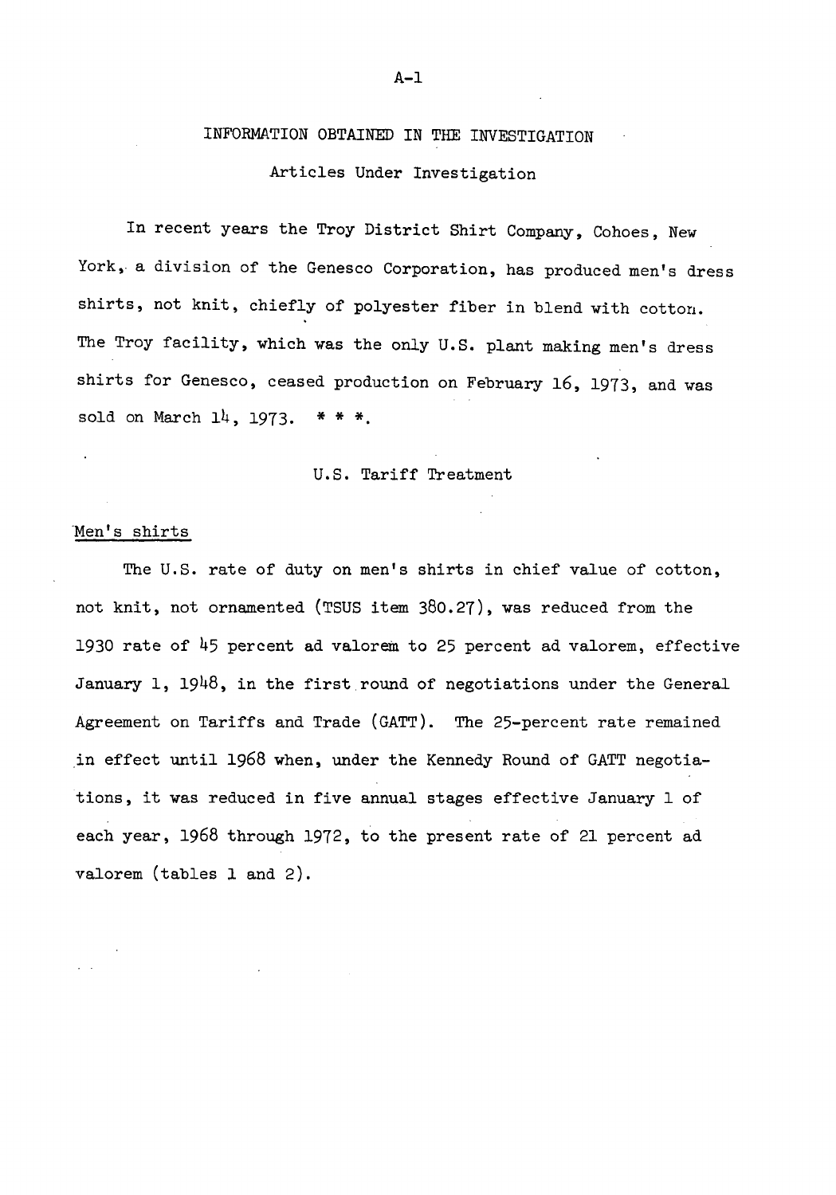# INFORMATION OBTAINED IN THE INVESTIGATION

## Articles Under Investigation

In recent years the Troy District Shirt Company, Cohoes, New York, a division of the Genesco Corporation, has produced men's dress shirts, not knit, chiefly of polyester fiber in blend with cotton. The Troy facility, which was the only U.S. plant making men's dress shirts for Genesco, ceased production on February 16, 1973, and was sold on March 14, 1973. * * *.

## U.S. Tariff Treatment

### Men's shirts

The U.S. rate of duty on men's shirts in chief value of cotton, not knit, not ornamented (TSUS item 380.27), was reduced from the 1930 rate of 45 percent ad valorem to 25 percent ad valorem, effective January 1, 1948, in the first round of negotiations under the General Agreement on Tariffs and Trade (GATT). The 25-percent rate remained in effect until 1968 when, under the Kennedy Round of GATT negotiations, it was reduced in five annual stages effective January 1 of each year, 1968 through 1972, to the present rate of 21 percent ad valorem (tables 1 and 2).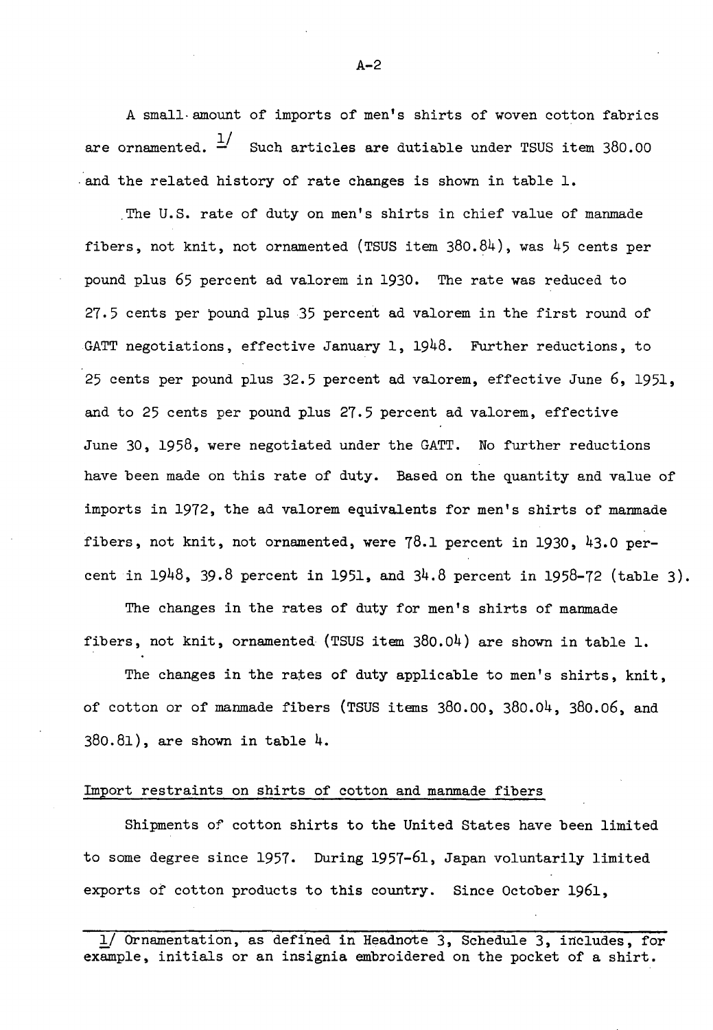A small amount of imports of men's shirts of woven cotton fabrics are ornamented. [1] Such articles are dutiable under TSUS item 380.00 and the related history of rate changes is shown in table 1.

The U.S. rate of duty on men's shirts in chief value of manmade fibers, not knit, not ornamented (TSUS item 380.84), was 45 cents per pound plus 65 percent ad valorem in 1930. The rate was reduced to 27.5 cents per pound plus 35 percent ad valorem in the first round of GATT negotiations, effective January 1, 1948. Further reductions, to 25 cents per pound plus 32.5 percent ad valorem, effective June 6, 1951, and to 25 cents per pound plus 27.5 percent ad valorem, effective June 30, 1958, were negotiated under the GATT. No further reductions have been made on this rate of duty. Based on the quantity and value of imports in 1972, the ad valorem equivalents for men's shirts of manmade fibers, not knit, not ornamented, were 78.1 percent in 1930, 43.0 percent in 1948, 39.8 percent in 1951, and 34.8 percent in 1958-72 (table 3).

The changes in the rates of duty for men's shirts of manmade fibers, not knit, ornamented (TSUS item 380.04) are shown in table 1.

The changes in the rates of duty applicable to men's shirts, knit, of cotton or of manmade fibers (TSUS items 380.00, 380.04, 380.06, and 380.81), are shown in table 4.

Import restraints on shirts of cotton and manmade fibers

Shipments of cotton shirts to the United States have been limited to some degree since 1957. During 1957-61, Japan voluntarily limited exports of cotton products to this country. Since October 1961,

[1] Ornamentation, as defined in Headnote 3, Schedule 3, includes, for example, initials or an insignia embroidered on the pocket of a shirt.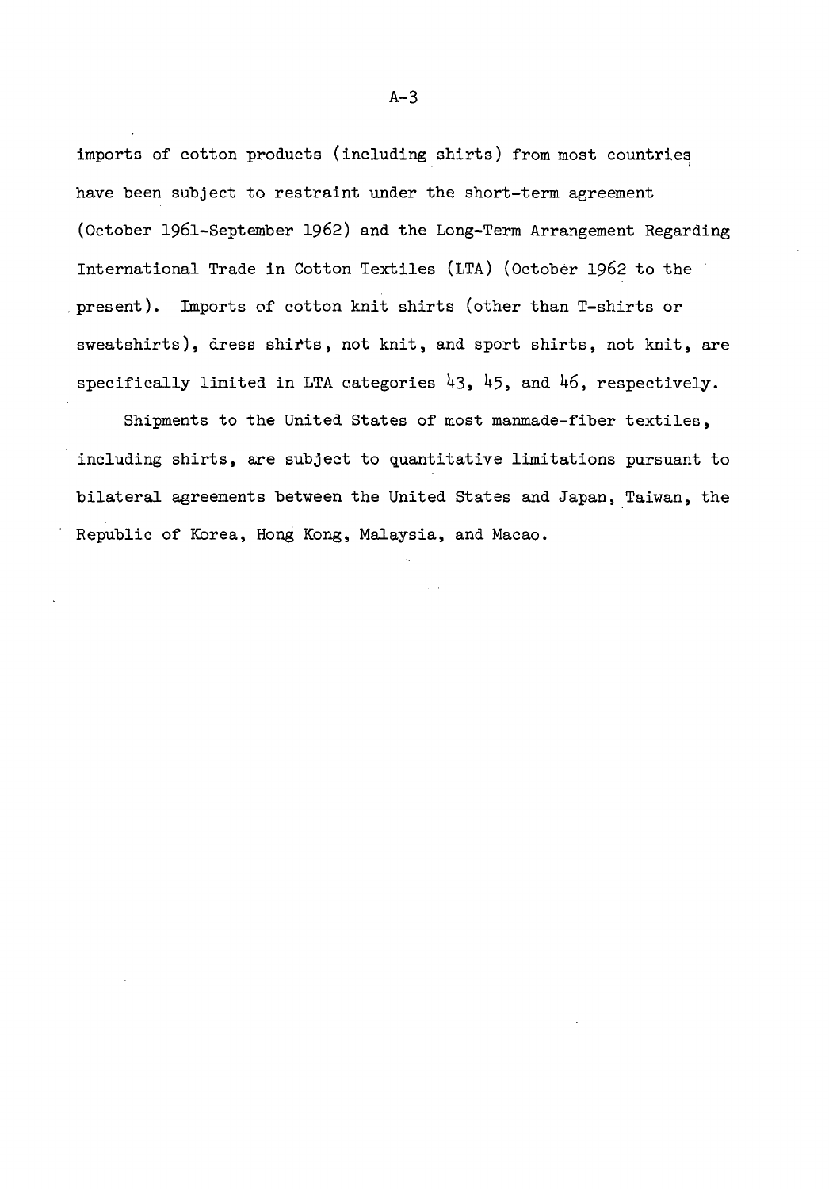imports of cotton products (including shirts) from most countries have been subject to restraint under the short-term agreement (October 1961-September 1962) and the Long-Term Arrangement Regarding International Trade in Cotton Textiles (LTA) (October 1962 to the present). Imports of cotton knit shirts (other than T-shirts or sweatshirts), dress shirts, not knit, and sport shirts, not knit, are specifically limited in LTA categories 43, 45, and 46, respectively.

Shipments to the United States of most manmade-fiber textiles, including shirts, are subject to quantitative limitations pursuant to bilateral agreements between the United States and Japan, Taiwan, the Republic of Korea, Hong Kong, Malaysia, and Macao.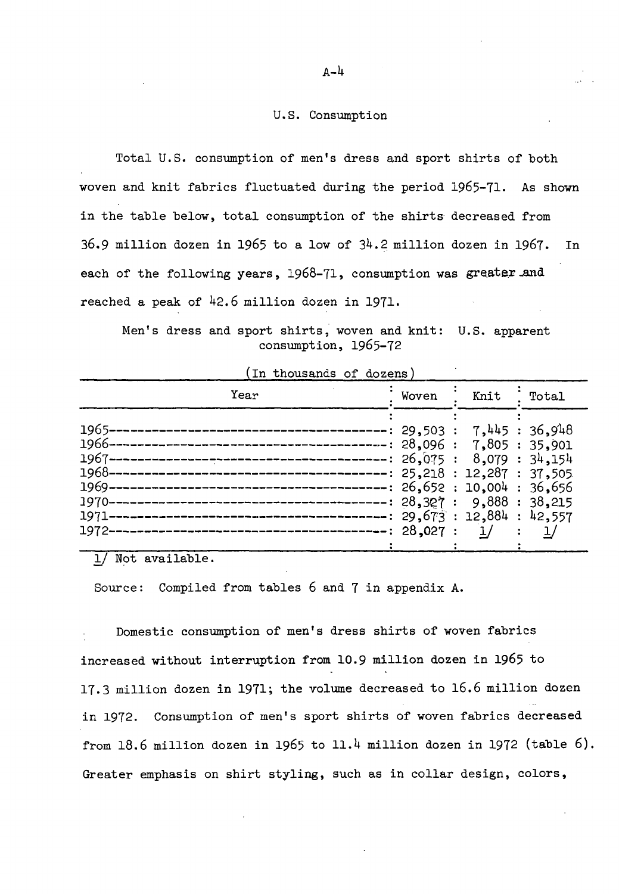## U.S. Consumption

Total U.S. consumption of men's dress and sport shirts of both woven and knit fabrics fluctuated during the period 1965-71. As shown in the table below, total consumption of the shirts decreased from 36.9 million dozen in 1965 to a low of 34.2 million dozen in 1967. In each of the following years, 1968-71, consumption was greater and reached a peak of 42.6 million dozen in 1971.

Men's dress and sport shirts, woven and knit: U.S. apparent consumption, 1965-72

(In thousands of dozens)

| Year | Woven | Knit | Total |
|---|---|---|---|
| 1965 | 29,503 | 7,445 | 36,948 |
| 1966 | 28,096 | 7,805 | 35,901 |
| 1967 | 26,075 | 8,079 | 34,154 |
| 1968 | 25,218 | 12,287 | 37,505 |
| 1969 | 26,652 | 10,004 | 36,656 |
| 1970 | 28,327 | 9,888 | 38,215 |
| 1971 | 29,673 | 12,884 | 42,557 |
| 1972 | 28,027 | 1/ | 1/ |

1/ Not available.

Source: Compiled from tables 6 and 7 in appendix A.

Domestic consumption of men's dress shirts of woven fabrics increased without interruption from 10.9 million dozen in 1965 to 17.3 million dozen in 1971; the volume decreased to 16.6 million dozen in 1972. Consumption of men's sport shirts of woven fabrics decreased from 18.6 million dozen in 1965 to 11.4 million dozen in 1972 (table 6). Greater emphasis on shirt styling, such as in collar design, colors,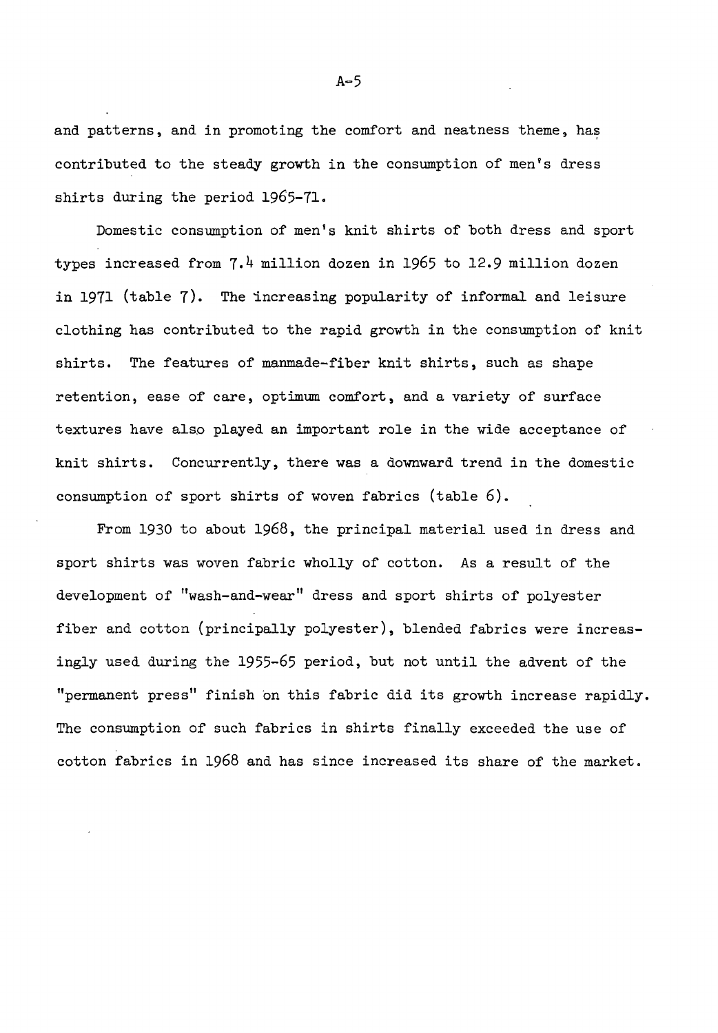and patterns, and in promoting the comfort and neatness theme, has contributed to the steady growth in the consumption of men's dress shirts during the period 1965-71.

Domestic consumption of men's knit shirts of both dress and sport types increased from 7.4 million dozen in 1965 to 12.9 million dozen in 1971 (table 7). The increasing popularity of informal and leisure clothing has contributed to the rapid growth in the consumption of knit shirts. The features of manmade-fiber knit shirts, such as shape retention, ease of care, optimum comfort, and a variety of surface textures have also played an important role in the wide acceptance of knit shirts. Concurrently, there was a downward trend in the domestic consumption of sport shirts of woven fabrics (table 6).

From 1930 to about 1968, the principal material used in dress and sport shirts was woven fabric wholly of cotton. As a result of the development of "wash-and-wear" dress and sport shirts of polyester fiber and cotton (principally polyester), blended fabrics were increasingly used during the 1955-65 period, but not until the advent of the "permanent press" finish on this fabric did its growth increase rapidly. The consumption of such fabrics in shirts finally exceeded the use of cotton fabrics in 1968 and has since increased its share of the market.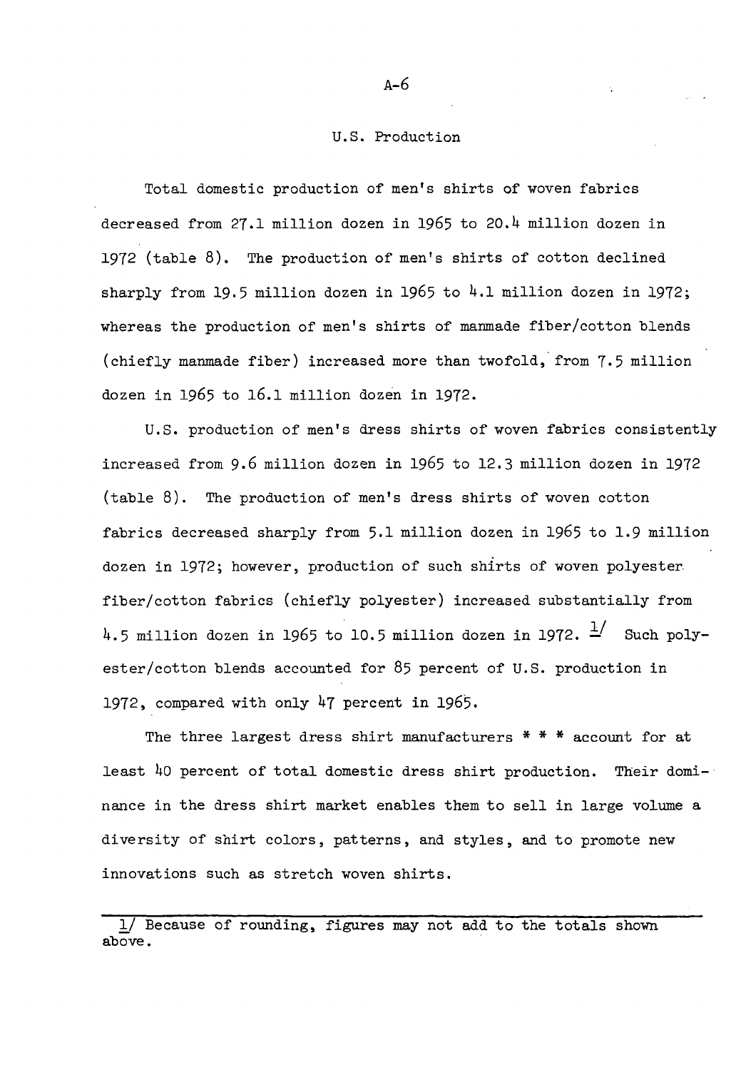## U.S. Production

Total domestic production of men's shirts of woven fabrics decreased from 27.1 million dozen in 1965 to 20.4 million dozen in 1972 (table 8). The production of men's shirts of cotton declined sharply from 19.5 million dozen in 1965 to 4.1 million dozen in 1972; whereas the production of men's shirts of manmade fiber/cotton blends (chiefly manmade fiber) increased more than twofold, from 7.5 million dozen in 1965 to 16.1 million dozen in 1972.

U.S. production of men's dress shirts of woven fabrics consistently increased from 9.6 million dozen in 1965 to 12.3 million dozen in 1972 (table 8). The production of men's dress shirts of woven cotton fabrics decreased sharply from 5.1 million dozen in 1965 to 1.9 million dozen in 1972; however, production of such shirts of woven polyester fiber/cotton fabrics (chiefly polyester) increased substantially from 4.5 million dozen in 1965 to 10.5 million dozen in 1972. [1] Such polyester/cotton blends accounted for 85 percent of U.S. production in 1972, compared with only 47 percent in 1965.

The three largest dress shirt manufacturers * * * account for at least 40 percent of total domestic dress shirt production. Their dominance in the dress shirt market enables them to sell in large volume a diversity of shirt colors, patterns, and styles, and to promote new innovations such as stretch woven shirts.

---

1/ Because of rounding, figures may not add to the totals shown above.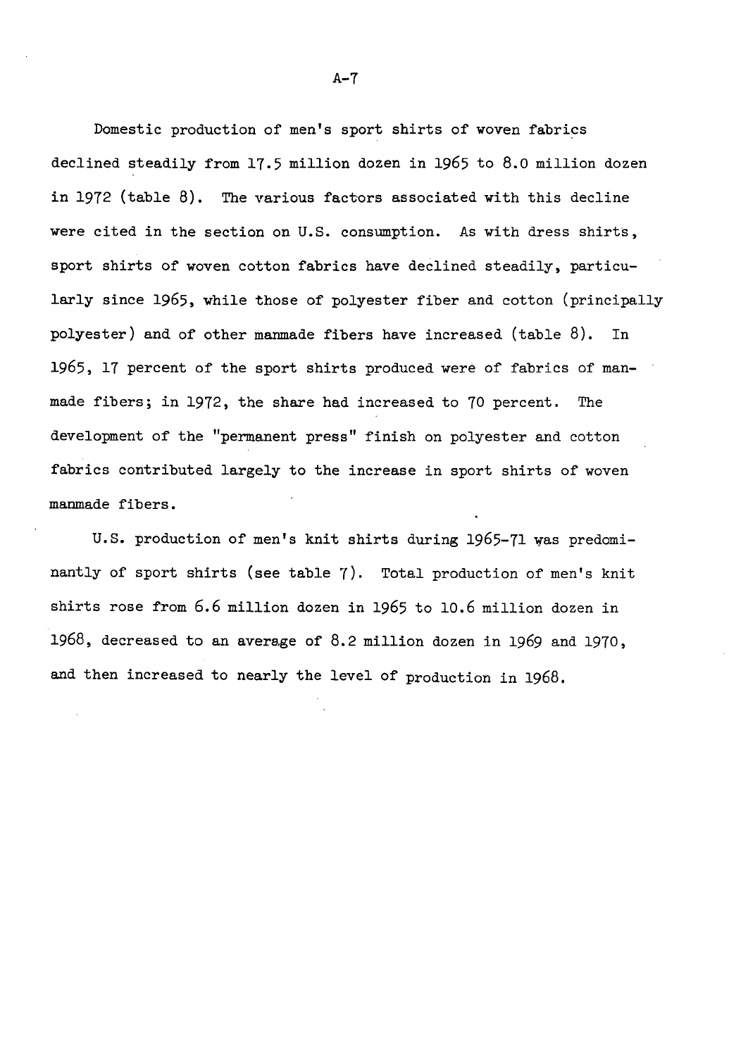Domestic production of men's sport shirts of woven fabrics declined steadily from 17.5 million dozen in 1965 to 8.0 million dozen in 1972 (table 8). The various factors associated with this decline were cited in the section on U.S. consumption. As with dress shirts, sport shirts of woven cotton fabrics have declined steadily, particularly since 1965, while those of polyester fiber and cotton (principally polyester) and of other manmade fibers have increased (table 8). In 1965, 17 percent of the sport shirts produced were of fabrics of manmade fibers; in 1972, the share had increased to 70 percent. The development of the "permanent press" finish on polyester and cotton fabrics contributed largely to the increase in sport shirts of woven manmade fibers.

U.S. production of men's knit shirts during 1965-71 was predominantly of sport shirts (see table 7). Total production of men's knit shirts rose from 6.6 million dozen in 1965 to 10.6 million dozen in 1968, decreased to an average of 8.2 million dozen in 1969 and 1970, and then increased to nearly the level of production in 1968.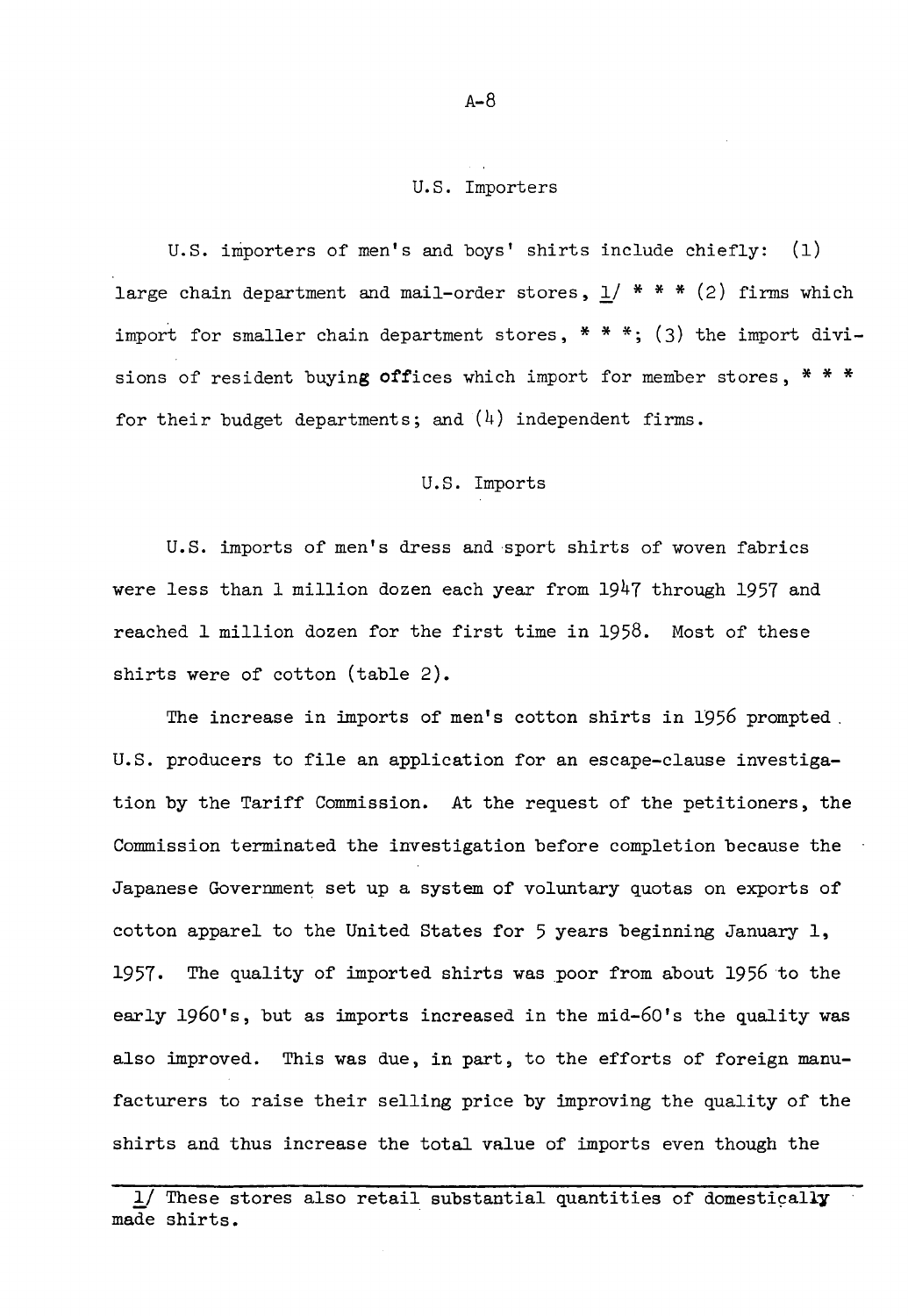## U.S. Importers

U.S. importers of men's and boys' shirts include chiefly: (1) large chain department and mail-order stores, 1/ * * * (2) firms which import for smaller chain department stores, * * *; (3) the import divisions of resident buying offices which import for member stores, * * * for their budget departments; and (4) independent firms.

## U.S. Imports

U.S. imports of men's dress and sport shirts of woven fabrics were less than 1 million dozen each year from 1947 through 1957 and reached 1 million dozen for the first time in 1958. Most of these shirts were of cotton (table 2).

The increase in imports of men's cotton shirts in 1956 prompted U.S. producers to file an application for an escape-clause investigation by the Tariff Commission. At the request of the petitioners, the Commission terminated the investigation before completion because the Japanese Government set up a system of voluntary quotas on exports of cotton apparel to the United States for 5 years beginning January 1, 1957. The quality of imported shirts was poor from about 1956 to the early 1960's, but as imports increased in the mid-60's the quality was also improved. This was due, in part, to the efforts of foreign manufacturers to raise their selling price by improving the quality of the shirts and thus increase the total value of imports even though the

---

1/ These stores also retail substantial quantities of domestically made shirts.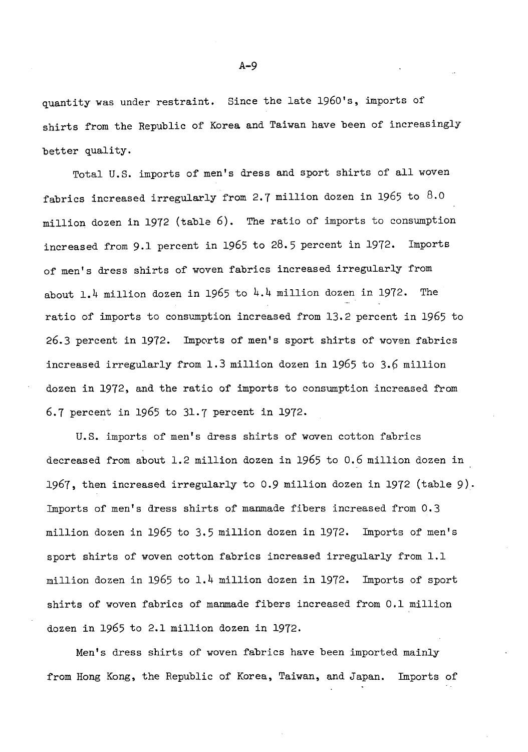quantity was under restraint. Since the late 1960's, imports of shirts from the Republic of Korea and Taiwan have been of increasingly better quality.

Total U.S. imports of men's dress and sport shirts of all woven fabrics increased irregularly from 2.7 million dozen in 1965 to 8.0 million dozen in 1972 (table 6). The ratio of imports to consumption increased from 9.1 percent in 1965 to 28.5 percent in 1972. Imports of men's dress shirts of woven fabrics increased irregularly from about 1.4 million dozen in 1965 to 4.4 million dozen in 1972. The ratio of imports to consumption increased from 13.2 percent in 1965 to 26.3 percent in 1972. Imports of men's sport shirts of woven fabrics increased irregularly from 1.3 million dozen in 1965 to 3.6 million dozen in 1972, and the ratio of imports to consumption increased from 6.7 percent in 1965 to 31.7 percent in 1972.

U.S. imports of men's dress shirts of woven cotton fabrics decreased from about 1.2 million dozen in 1965 to 0.6 million dozen in 1967, then increased irregularly to 0.9 million dozen in 1972 (table 9). Imports of men's dress shirts of manmade fibers increased from 0.3 million dozen in 1965 to 3.5 million dozen in 1972. Imports of men's sport shirts of woven cotton fabrics increased irregularly from 1.1 million dozen in 1965 to 1.4 million dozen in 1972. Imports of sport shirts of woven fabrics of manmade fibers increased from 0.1 million dozen in 1965 to 2.1 million dozen in 1972.

Men's dress shirts of woven fabrics have been imported mainly from Hong Kong, the Republic of Korea, Taiwan, and Japan. Imports of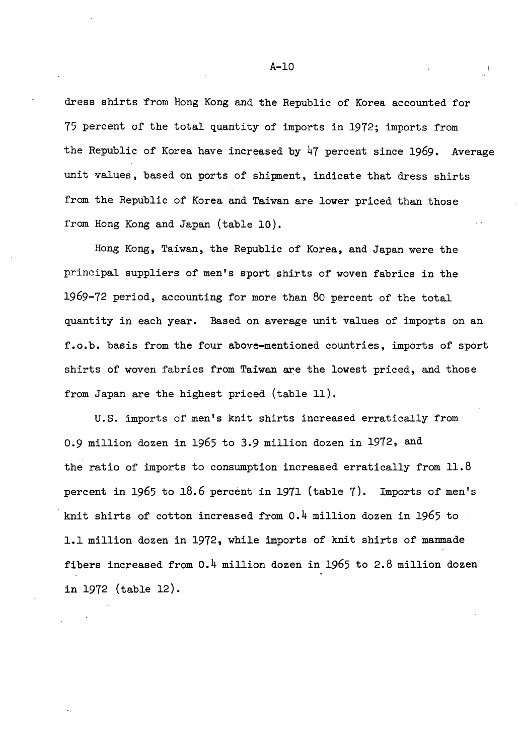dress shirts from Hong Kong and the Republic of Korea accounted for 75 percent of the total quantity of imports in 1972; imports from the Republic of Korea have increased by 47 percent since 1969. Average unit values, based on ports of shipment, indicate that dress shirts from the Republic of Korea and Taiwan are lower priced than those from Hong Kong and Japan (table 10).

Hong Kong, Taiwan, the Republic of Korea, and Japan were the principal suppliers of men's sport shirts of woven fabrics in the 1969-72 period, accounting for more than 80 percent of the total quantity in each year. Based on average unit values of imports on an f.o.b. basis from the four above-mentioned countries, imports of sport shirts of woven fabrics from Taiwan are the lowest priced, and those from Japan are the highest priced (table 11).

U.S. imports of men's knit shirts increased erratically from 0.9 million dozen in 1965 to 3.9 million dozen in 1972, and the ratio of imports to consumption increased erratically from 11.8 percent in 1965 to 18.6 percent in 1971 (table 7). Imports of men's knit shirts of cotton increased from 0.4 million dozen in 1965 to 1.1 million dozen in 1972, while imports of knit shirts of manmade fibers increased from 0.4 million dozen in 1965 to 2.8 million dozen in 1972 (table 12).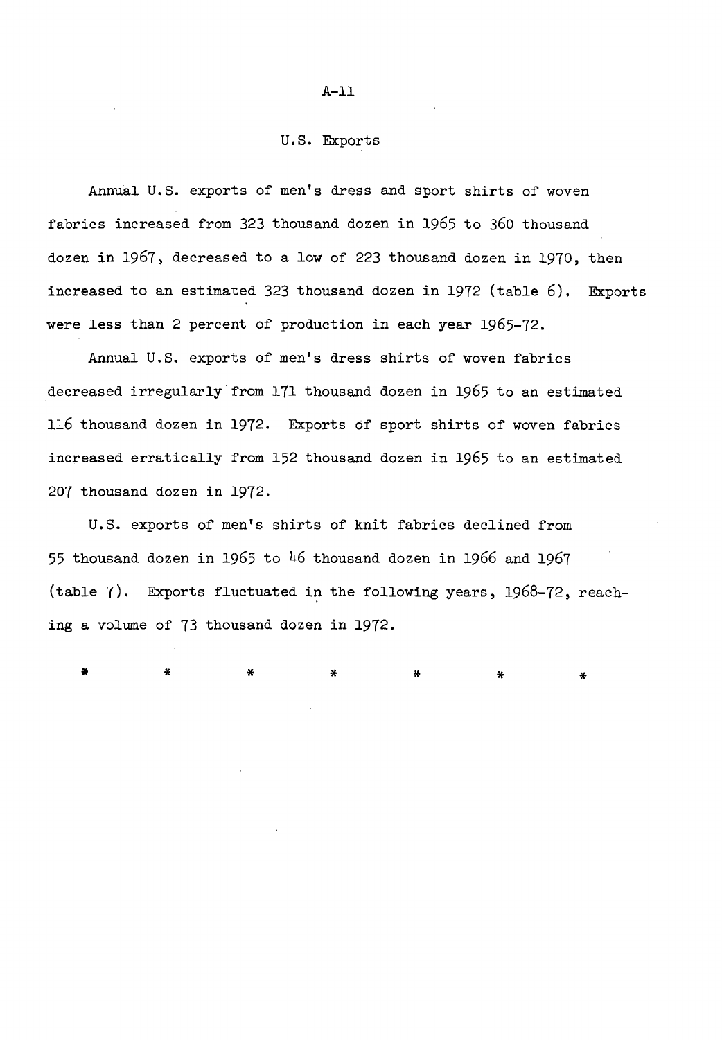## U.S. Exports

Annual U.S. exports of men's dress and sport shirts of woven fabrics increased from 323 thousand dozen in 1965 to 360 thousand dozen in 1967, decreased to a low of 223 thousand dozen in 1970, then increased to an estimated 323 thousand dozen in 1972 (table 6). Exports were less than 2 percent of production in each year 1965-72.

Annual U.S. exports of men's dress shirts of woven fabrics decreased irregularly from 171 thousand dozen in 1965 to an estimated 116 thousand dozen in 1972. Exports of sport shirts of woven fabrics increased erratically from 152 thousand dozen in 1965 to an estimated 207 thousand dozen in 1972.

U.S. exports of men's shirts of knit fabrics declined from 55 thousand dozen in 1965 to 46 thousand dozen in 1966 and 1967 (table 7). Exports fluctuated in the following years, 1968-72, reaching a volume of 73 thousand dozen in 1972.

\* \* \* \* \* \* \*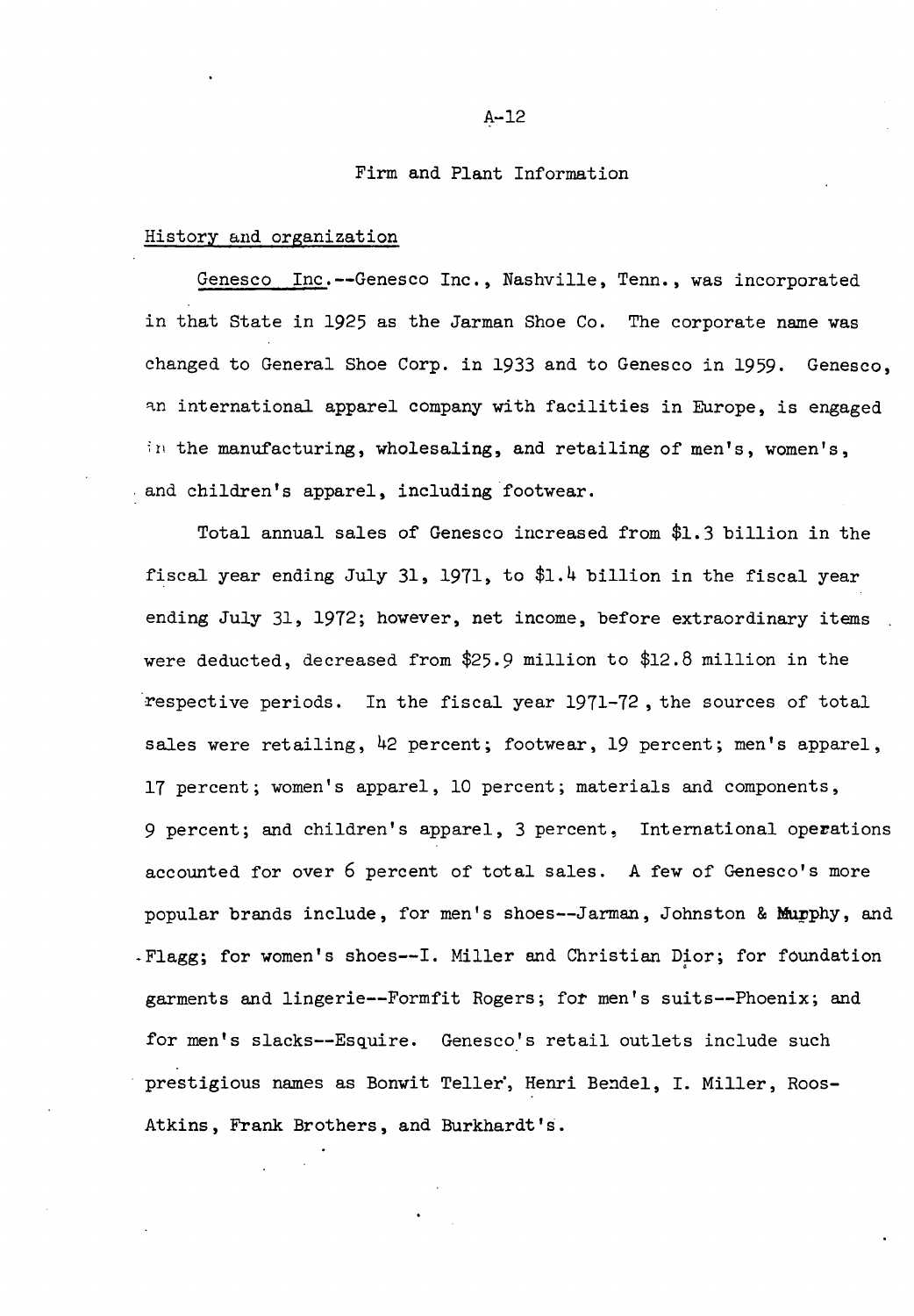## Firm and Plant Information

### History and organization

Genesco Inc.--Genesco Inc., Nashville, Tenn., was incorporated in that State in 1925 as the Jarman Shoe Co. The corporate name was changed to General Shoe Corp. in 1933 and to Genesco in 1959. Genesco, an international apparel company with facilities in Europe, is engaged in the manufacturing, wholesaling, and retailing of men's, women's, and children's apparel, including footwear.

Total annual sales of Genesco increased from $1.3 billion in the fiscal year ending July 31, 1971, to $1.4 billion in the fiscal year ending July 31, 1972; however, net income, before extraordinary items were deducted, decreased from $25.9 million to $12.8 million in the respective periods. In the fiscal year 1971-72, the sources of total sales were retailing, 42 percent; footwear, 19 percent; men's apparel, 17 percent; women's apparel, 10 percent; materials and components, 9 percent; and children's apparel, 3 percent. International operations accounted for over 6 percent of total sales. A few of Genesco's more popular brands include, for men's shoes--Jarman, Johnston & Murphy, and Flagg; for women's shoes--I. Miller and Christian Dior; for foundation garments and lingerie--Formfit Rogers; for men's suits--Phoenix; and for men's slacks--Esquire. Genesco's retail outlets include such prestigious names as Bonwit Teller, Henri Bendel, I. Miller, Roos-Atkins, Frank Brothers, and Burkhardt's.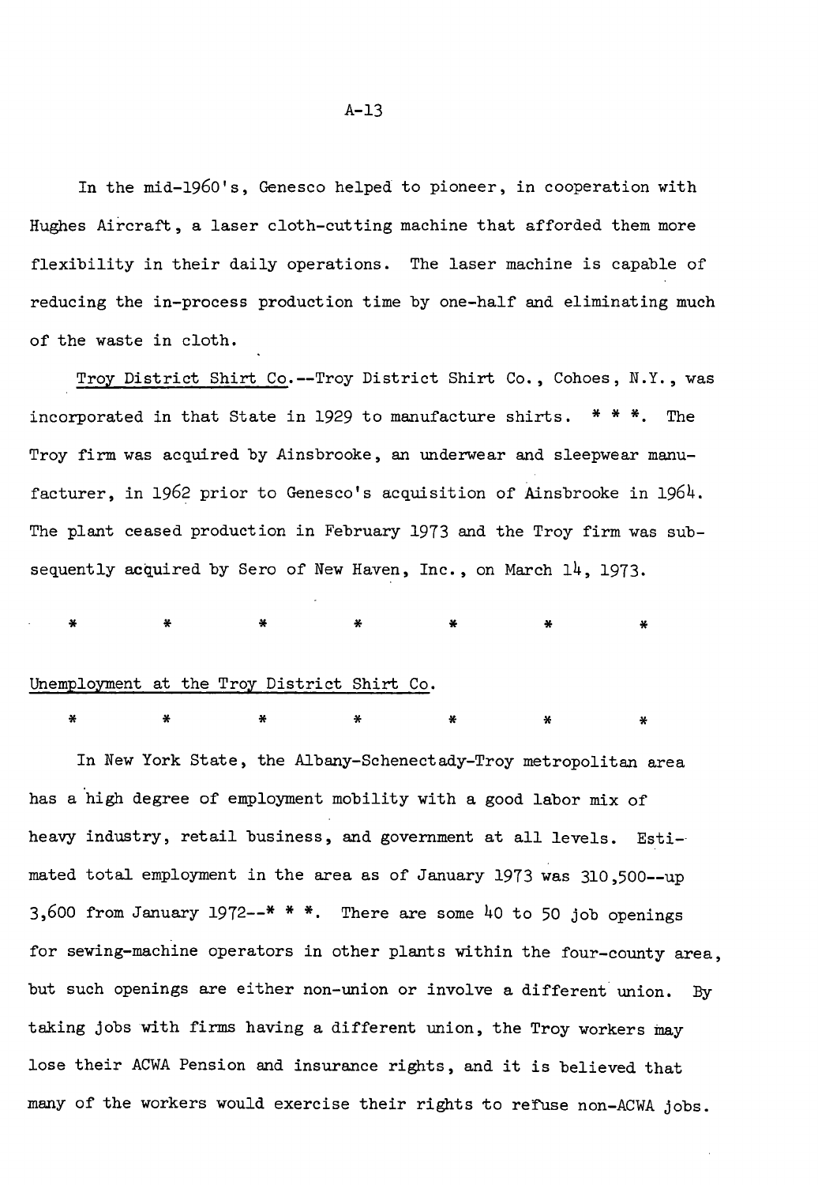In the mid-1960's, Genesco helped to pioneer, in cooperation with Hughes Aircraft, a laser cloth-cutting machine that afforded them more flexibility in their daily operations. The laser machine is capable of reducing the in-process production time by one-half and eliminating much of the waste in cloth.

<u>Troy District Shirt Co</u>.--Troy District Shirt Co., Cohoes, N.Y., was incorporated in that State in 1929 to manufacture shirts. * * *. The Troy firm was acquired by Ainsbrooke, an underwear and sleepwear manufacturer, in 1962 prior to Genesco's acquisition of Ainsbrooke in 1964. The plant ceased production in February 1973 and the Troy firm was subsequently acquired by Sero of New Haven, Inc., on March 14, 1973.

\*    \*    \*    \*    \*    \*    \*

<u>Unemployment at the Troy District Shirt Co</u>.

\*    \*    \*    \*    \*    \*    \*

In New York State, the Albany-Schenectady-Troy metropolitan area has a high degree of employment mobility with a good labor mix of heavy industry, retail business, and government at all levels. Estimated total employment in the area as of January 1973 was 310,500--up 3,600 from January 1972--* * *. There are some 40 to 50 job openings for sewing-machine operators in other plants within the four-county area, but such openings are either non-union or involve a different union. By taking jobs with firms having a different union, the Troy workers may lose their ACWA Pension and insurance rights, and it is believed that many of the workers would exercise their rights to refuse non-ACWA jobs.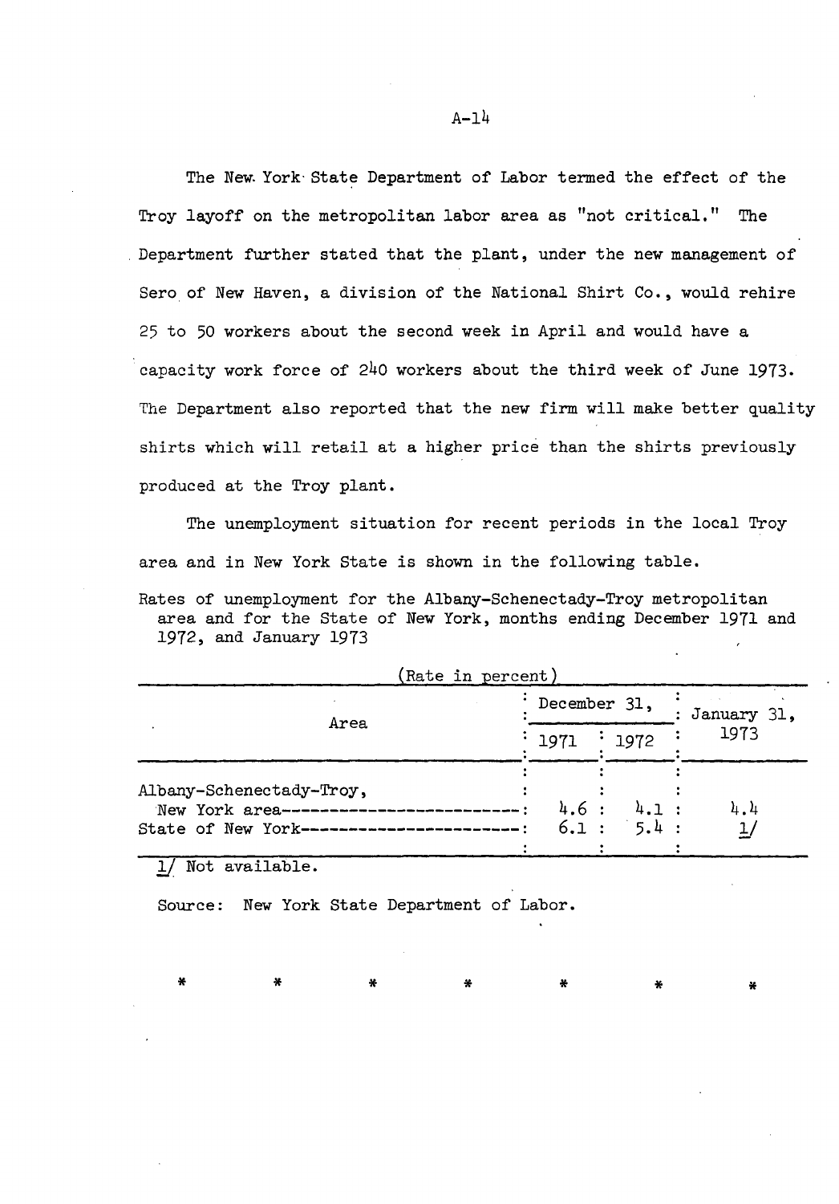The New York State Department of Labor termed the effect of the Troy layoff on the metropolitan labor area as "not critical." The Department further stated that the plant, under the new management of Sero of New Haven, a division of the National Shirt Co., would rehire 25 to 50 workers about the second week in April and would have a capacity work force of 240 workers about the third week of June 1973. The Department also reported that the new firm will make better quality shirts which will retail at a higher price than the shirts previously produced at the Troy plant.

The unemployment situation for recent periods in the local Troy area and in New York State is shown in the following table.

Rates of unemployment for the Albany-Schenectady-Troy metropolitan area and for the State of New York, months ending December 1971 and 1972, and January 1973

(Rate in percent)

| Area | December 31, | | January 31, 1973 |
|---|---|---|---|
| | 1971 | 1972 | |
| Albany-Schenectady-Troy, New York area | 4.6 | 4.1 | 4.4 |
| State of New York | 6.1 | 5.4 | 1/ |

1/ Not available.

Source: New York State Department of Labor.

\* \* \* \* \* \* \*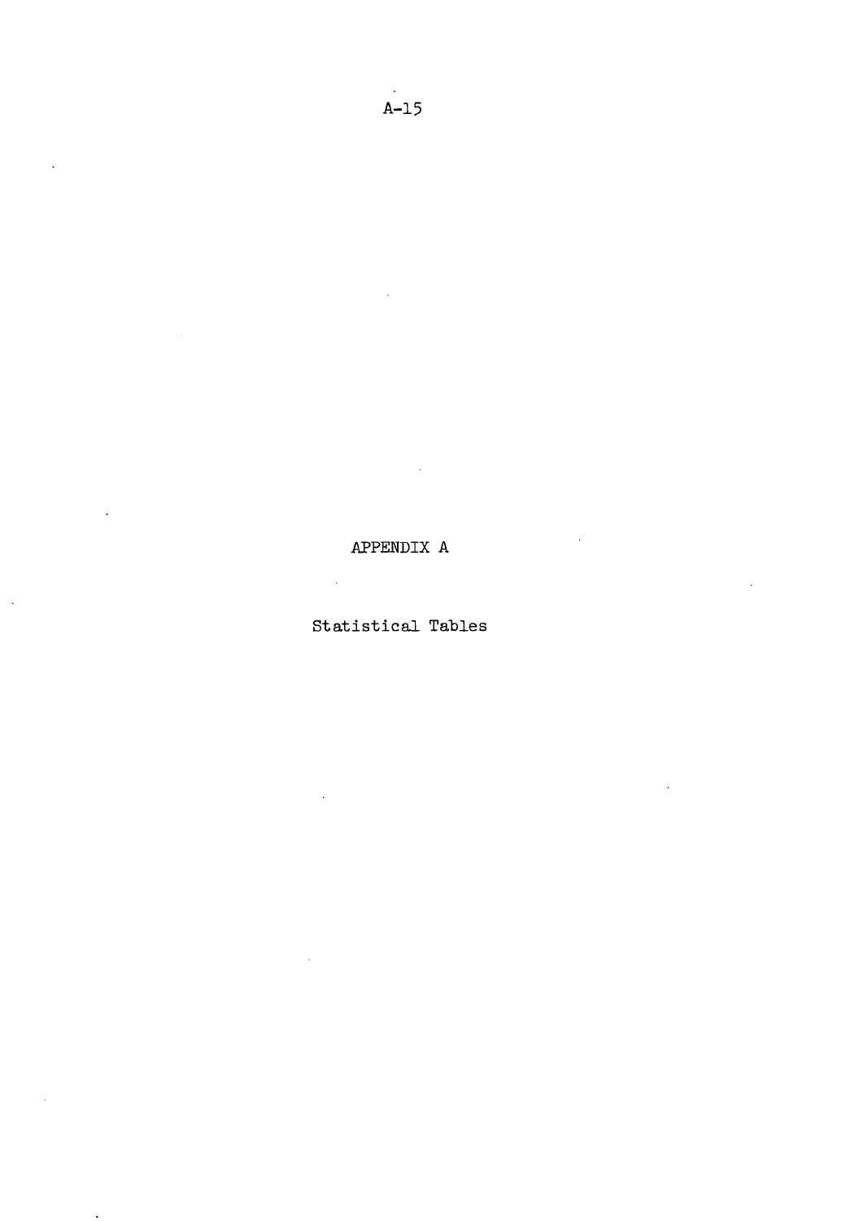# APPENDIX A

## Statistical Tables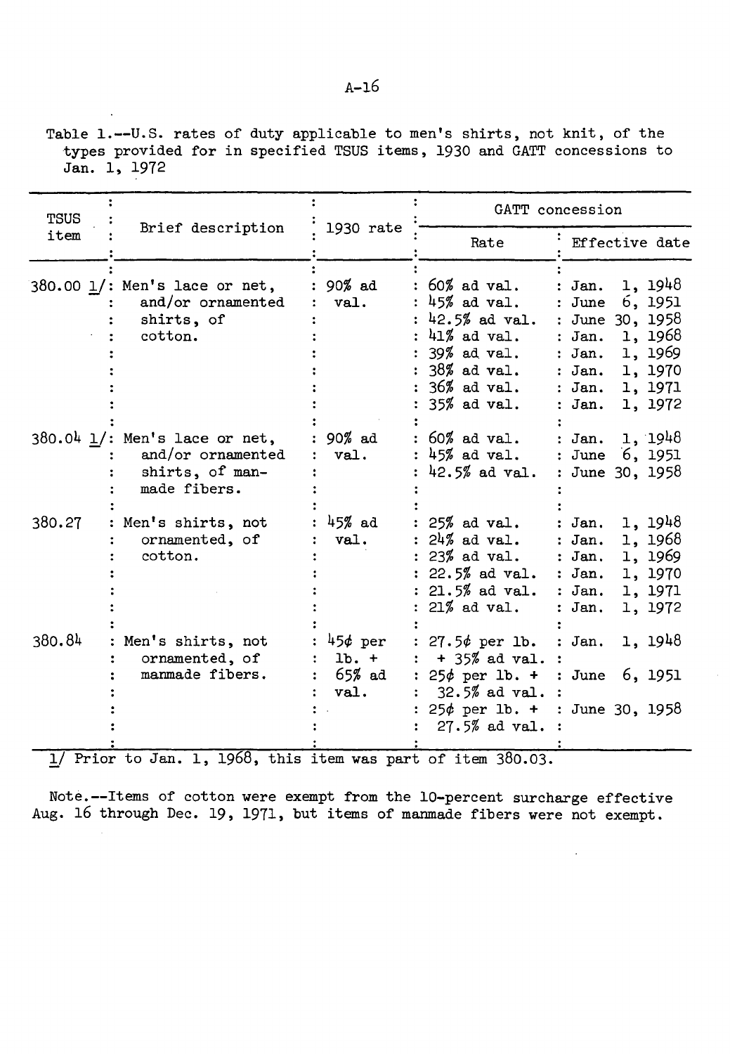Table 1.--U.S. rates of duty applicable to men's shirts, not knit, of the types provided for in specified TSUS items, 1930 and GATT concessions to Jan. 1, 1972

| TSUS item | Brief description | 1930 rate | GATT concession | |
|---|---|---|---|---|
| | | | Rate | Effective date |
| 380.00 1/ | Men's lace or net, and/or ornamented shirts, of cotton. | 90% ad val. | 60% ad val. | Jan. 1, 1948 |
| | | | 45% ad val. | June 6, 1951 |
| | | | 42.5% ad val. | June 30, 1958 |
| | | | 41% ad val. | Jan. 1, 1968 |
| | | | 39% ad val. | Jan. 1, 1969 |
| | | | 38% ad val. | Jan. 1, 1970 |
| | | | 36% ad val. | Jan. 1, 1971 |
| | | | 35% ad val. | Jan. 1, 1972 |
| 380.04 1/ | Men's lace or net, and/or ornamented shirts, of man-made fibers. | 90% ad val. | 60% ad val. | Jan. 1, 1948 |
| | | | 45% ad val. | June 6, 1951 |
| | | | 42.5% ad val. | June 30, 1958 |
| 380.27 | Men's shirts, not ornamented, of cotton. | 45% ad val. | 25% ad val. | Jan. 1, 1948 |
| | | | 24% ad val. | Jan. 1, 1968 |
| | | | 23% ad val. | Jan. 1, 1969 |
| | | | 22.5% ad val. | Jan. 1, 1970 |
| | | | 21.5% ad val. | Jan. 1, 1971 |
| | | | 21% ad val. | Jan. 1, 1972 |
| 380.84 | Men's shirts, not ornamented, of manmade fibers. | 45¢ per lb. + 65% ad val. | 27.5¢ per lb. + 35% ad val. | Jan. 1, 1948 |
| | | | 25¢ per lb. + 32.5% ad val. | June 6, 1951 |
| | | | 25¢ per lb. + 27.5% ad val. | June 30, 1958 |

1/ Prior to Jan. 1, 1968, this item was part of item 380.03.

Note.--Items of cotton were exempt from the 10-percent surcharge effective Aug. 16 through Dec. 19, 1971, but items of manmade fibers were not exempt.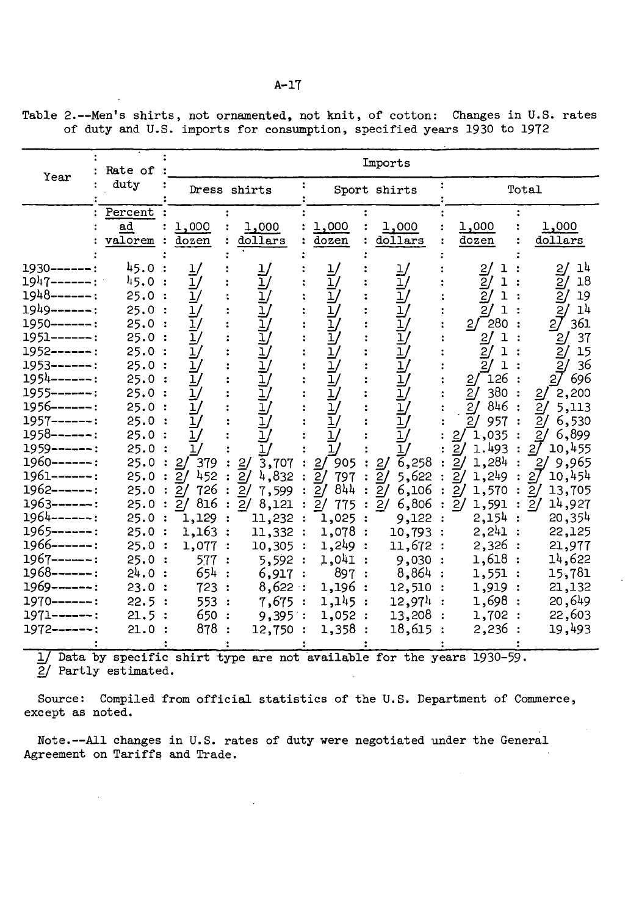Table 2.--Men's shirts, not ornamented, not knit, of cotton: Changes in U.S. rates of duty and U.S. imports for consumption, specified years 1930 to 1972

| Year | Rate of duty | Imports | | | | | |
|---|---|---|---|---|---|---|---|
| | | Dress shirts | | Sport shirts | | Total | |
| | Percent ad valorem | 1,000 dozen | 1,000 dollars | 1,000 dozen | 1,000 dollars | 1,000 dozen | 1,000 dollars |
| 1930 | 45.0 | 1/ | 1/ | 1/ | 1/ | 2/ 1 | 2/ 14 |
| 1947 | 45.0 | 1/ | 1/ | 1/ | 1/ | 2/ 1 | 2/ 18 |
| 1948 | 25.0 | 1/ | 1/ | 1/ | 1/ | 2/ 1 | 2/ 19 |
| 1949 | 25.0 | 1/ | 1/ | 1/ | 1/ | 2/ 1 | 2/ 14 |
| 1950 | 25.0 | 1/ | 1/ | 1/ | 1/ | 2/ 280 | 2/ 361 |
| 1951 | 25.0 | 1/ | 1/ | 1/ | 1/ | 2/ 1 | 2/ 37 |
| 1952 | 25.0 | 1/ | 1/ | 1/ | 1/ | 2/ 1 | 2/ 15 |
| 1953 | 25.0 | 1/ | 1/ | 1/ | 1/ | 2/ 1 | 2/ 36 |
| 1954 | 25.0 | 1/ | 1/ | 1/ | 1/ | 2/ 126 | 2/ 696 |
| 1955 | 25.0 | 1/ | 1/ | 1/ | 1/ | 2/ 380 | 2/ 2,200 |
| 1956 | 25.0 | 1/ | 1/ | 1/ | 1/ | 2/ 846 | 2/ 5,113 |
| 1957 | 25.0 | 1/ | 1/ | 1/ | 1/ | 2/ 957 | 2/ 6,530 |
| 1958 | 25.0 | 1/ | 1/ | 1/ | 1/ | 2/ 1,035 | 2/ 6,899 |
| 1959 | 25.0 | 1/ | 1/ | 1/ | 1/ | 2/ 1.493 | 2/ 10,455 |
| 1960 | 25.0 | 2/ 379 | 2/ 3,707 | 2/ 905 | 2/ 6,258 | 2/ 1,284 | 2/ 9,965 |
| 1961 | 25.0 | 2/ 452 | 2/ 4,832 | 2/ 797 | 2/ 5,622 | 2/ 1,249 | 2/ 10,454 |
| 1962 | 25.0 | 2/ 726 | 2/ 7,599 | 2/ 844 | 2/ 6,106 | 2/ 1,570 | 2/ 13,705 |
| 1963 | 25.0 | 2/ 816 | 2/ 8,121 | 2/ 775 | 2/ 6,806 | 2/ 1,591 | 2/ 14,927 |
| 1964 | 25.0 | 1,129 | 11,232 | 1,025 | 9,122 | 2,154 | 20,354 |
| 1965 | 25.0 | 1,163 | 11,332 | 1,078 | 10,793 | 2,241 | 22,125 |
| 1966 | 25.0 | 1,077 | 10,305 | 1,249 | 11,672 | 2,326 | 21,977 |
| 1967 | 25.0 | 577 | 5,592 | 1,041 | 9,030 | 1,618 | 14,622 |
| 1968 | 24.0 | 654 | 6,917 | 897 | 8,864 | 1,551 | 15,781 |
| 1969 | 23.0 | 723 | 8,622 | 1,196 | 12,510 | 1,919 | 21,132 |
| 1970 | 22.5 | 553 | 7,675 | 1,145 | 12,974 | 1,698 | 20,649 |
| 1971 | 21.5 | 650 | 9,395 | 1,052 | 13,208 | 1,702 | 22,603 |
| 1972 | 21.0 | 878 | 12,750 | 1,358 | 18,615 | 2,236 | 19,493 |

1/ Data by specific shirt type are not available for the years 1930-59.
2/ Partly estimated.

Source: Compiled from official statistics of the U.S. Department of Commerce, except as noted.

Note.--All changes in U.S. rates of duty were negotiated under the General Agreement on Tariffs and Trade.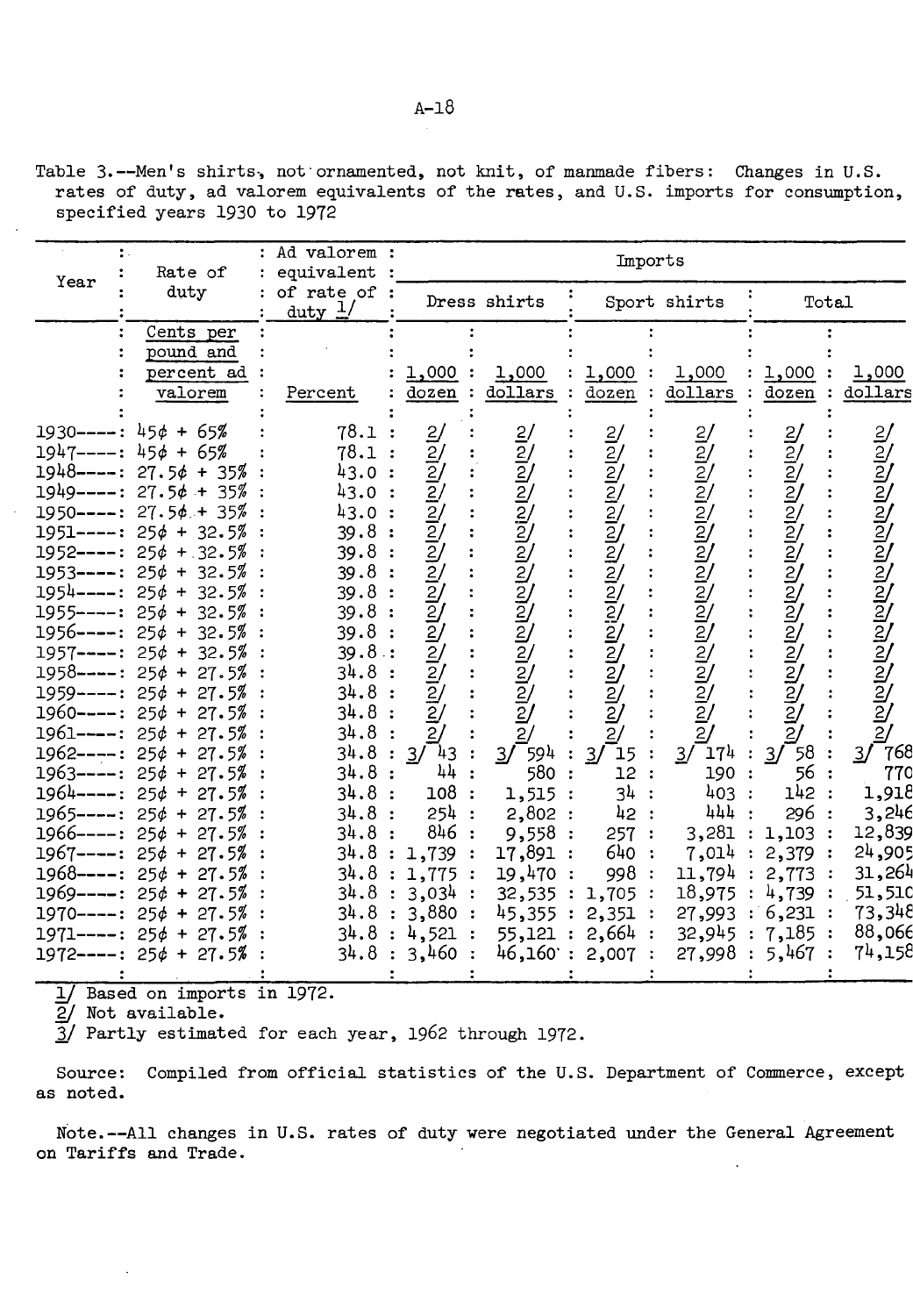Table 3.--Men's shirts, not ornamented, not knit, of manmade fibers: Changes in U.S. rates of duty, ad valorem equivalents of the rates, and U.S. imports for consumption, specified years 1930 to 1972

| Year | Rate of duty | Ad valorem equivalent of rate of duty 1/ | Imports | | | | | |
|---|---|---|---|---|---|---|---|---|
| | | | Dress shirts | | Sport shirts | | Total | |
| | Cents per pound and percent ad valorem | Percent | 1,000 dozen | 1,000 dollars | 1,000 dozen | 1,000 dollars | 1,000 dozen | 1,000 dollars |
| 1930 | 45¢ + 65% | 78.1 | 2/ | 2/ | 2/ | 2/ | 2/ | 2/ |
| 1947 | 45¢ + 65% | 78.1 | 2/ | 2/ | 2/ | 2/ | 2/ | 2/ |
| 1948 | 27.5¢ + 35% | 43.0 | 2/ | 2/ | 2/ | 2/ | 2/ | 2/ |
| 1949 | 27.5¢ + 35% | 43.0 | 2/ | 2/ | 2/ | 2/ | 2/ | 2/ |
| 1950 | 27.5¢ + 35% | 43.0 | 2/ | 2/ | 2/ | 2/ | 2/ | 2/ |
| 1951 | 25¢ + 32.5% | 39.8 | 2/ | 2/ | 2/ | 2/ | 2/ | 2/ |
| 1952 | 25¢ + 32.5% | 39.8 | 2/ | 2/ | 2/ | 2/ | 2/ | 2/ |
| 1953 | 25¢ + 32.5% | 39.8 | 2/ | 2/ | 2/ | 2/ | 2/ | 2/ |
| 1954 | 25¢ + 32.5% | 39.8 | 2/ | 2/ | 2/ | 2/ | 2/ | 2/ |
| 1955 | 25¢ + 32.5% | 39.8 | 2/ | 2/ | 2/ | 2/ | 2/ | 2/ |
| 1956 | 25¢ + 32.5% | 39.8 | 2/ | 2/ | 2/ | 2/ | 2/ | 2/ |
| 1957 | 25¢ + 32.5% | 39.8 | 2/ | 2/ | 2/ | 2/ | 2/ | 2/ |
| 1958 | 25¢ + 27.5% | 34.8 | 2/ | 2/ | 2/ | 2/ | 2/ | 2/ |
| 1959 | 25¢ + 27.5% | 34.8 | 2/ | 2/ | 2/ | 2/ | 2/ | 2/ |
| 1960 | 25¢ + 27.5% | 34.8 | 2/ | 2/ | 2/ | 2/ | 2/ | 2/ |
| 1961 | 25¢ + 27.5% | 34.8 | 2/ | 2/ | 2/ | 2/ | 2/ | 2/ |
| 1962 | 25¢ + 27.5% | 34.8 | 3/ 43 | 3/ 594 | 3/ 15 | 3/ 174 | 3/ 58 | 3/ 768 |
| 1963 | 25¢ + 27.5% | 34.8 | 44 | 580 | 12 | 190 | 56 | 770 |
| 1964 | 25¢ + 27.5% | 34.8 | 108 | 1,515 | 34 | 403 | 142 | 1,918 |
| 1965 | 25¢ + 27.5% | 34.8 | 254 | 2,802 | 42 | 444 | 296 | 3,246 |
| 1966 | 25¢ + 27.5% | 34.8 | 846 | 9,558 | 257 | 3,281 | 1,103 | 12,839 |
| 1967 | 25¢ + 27.5% | 34.8 | 1,739 | 17,891 | 640 | 7,014 | 2,379 | 24,905 |
| 1968 | 25¢ + 27.5% | 34.8 | 1,775 | 19,470 | 998 | 11,794 | 2,773 | 31,264 |
| 1969 | 25¢ + 27.5% | 34.8 | 3,034 | 32,535 | 1,705 | 18,975 | 4,739 | 51,510 |
| 1970 | 25¢ + 27.5% | 34.8 | 3,880 | 45,355 | 2,351 | 27,993 | 6,231 | 73,348 |
| 1971 | 25¢ + 27.5% | 34.8 | 4,521 | 55,121 | 2,664 | 32,945 | 7,185 | 88,066 |
| 1972 | 25¢ + 27.5% | 34.8 | 3,460 | 46,160 | 2,007 | 27,998 | 5,467 | 74,158 |

1/ Based on imports in 1972.

2/ Not available.

3/ Partly estimated for each year, 1962 through 1972.

Source: Compiled from official statistics of the U.S. Department of Commerce, except as noted.

Note.--All changes in U.S. rates of duty were negotiated under the General Agreement on Tariffs and Trade.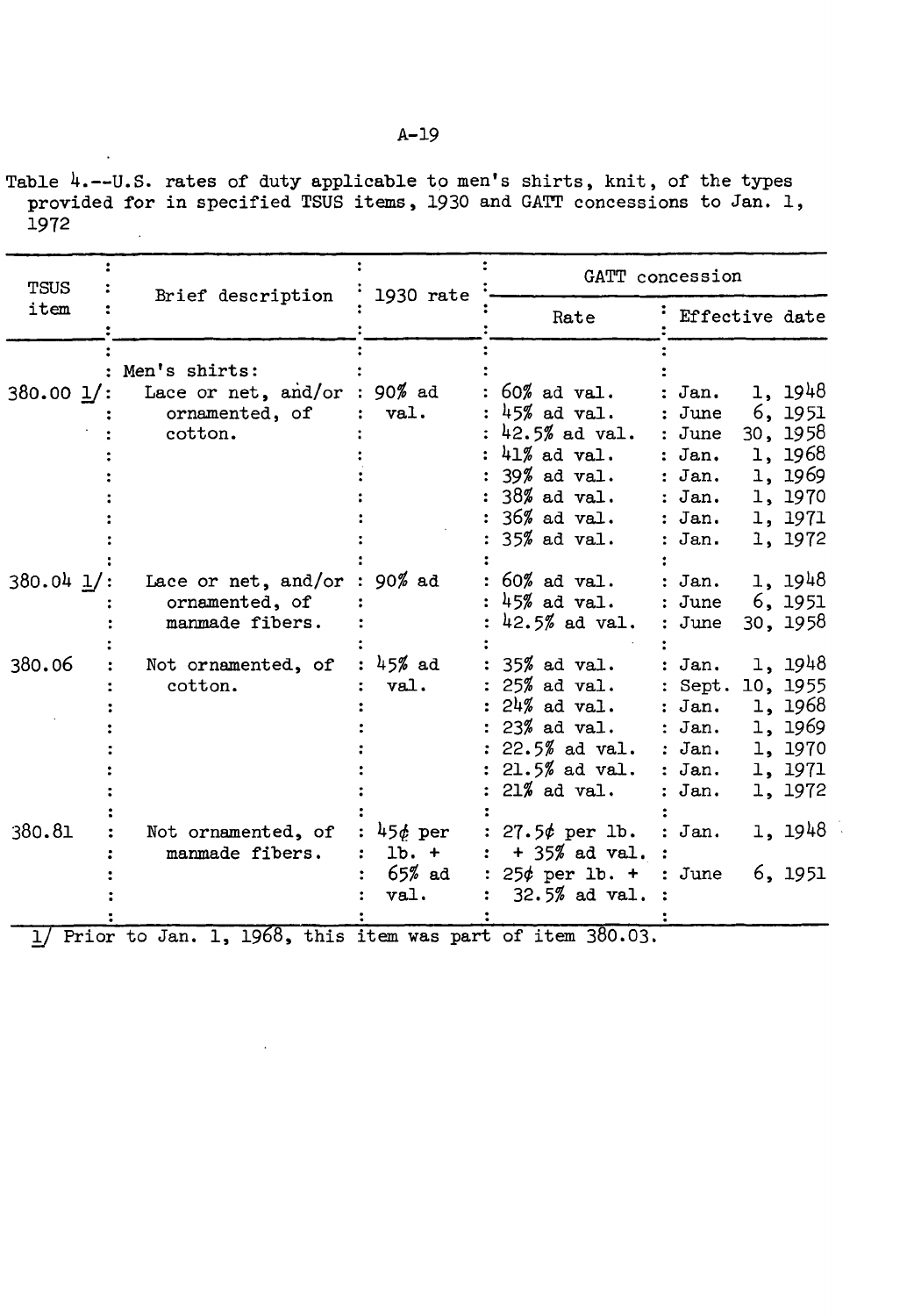Table 4.--U.S. rates of duty applicable to men's shirts, knit, of the types provided for in specified TSUS items, 1930 and GATT concessions to Jan. 1, 1972

| TSUS item | Brief description | 1930 rate | GATT concession | |
|---|---|---|---|---|
| | | | Rate | Effective date |
| | Men's shirts: | | | |
| 380.00 1/ | Lace or net, and/or ornamented, of cotton. | 90% ad val. | 60% ad val. | Jan. 1, 1948 |
| | | | 45% ad val. | June 6, 1951 |
| | | | 42.5% ad val. | June 30, 1958 |
| | | | 41% ad val. | Jan. 1, 1968 |
| | | | 39% ad val. | Jan. 1, 1969 |
| | | | 38% ad val. | Jan. 1, 1970 |
| | | | 36% ad val. | Jan. 1, 1971 |
| | | | 35% ad val. | Jan. 1, 1972 |
| 380.04 1/ | Lace or net, and/or ornamented, of manmade fibers. | 90% ad | 60% ad val. | Jan. 1, 1948 |
| | | | 45% ad val. | June 6, 1951 |
| | | | 42.5% ad val. | June 30, 1958 |
| 380.06 | Not ornamented, of cotton. | 45% ad val. | 35% ad val. | Jan. 1, 1948 |
| | | | 25% ad val. | Sept. 10, 1955 |
| | | | 24% ad val. | Jan. 1, 1968 |
| | | | 23% ad val. | Jan. 1, 1969 |
| | | | 22.5% ad val. | Jan. 1, 1970 |
| | | | 21.5% ad val. | Jan. 1, 1971 |
| | | | 21% ad val. | Jan. 1, 1972 |
| 380.81 | Not ornamented, of manmade fibers. | 45¢ per lb. + 65% ad val. | 27.5¢ per lb. + 35% ad val. | Jan. 1, 1948 |
| | | | 25¢ per lb. + 32.5% ad val. | June 6, 1951 |

1/ Prior to Jan. 1, 1968, this item was part of item 380.03.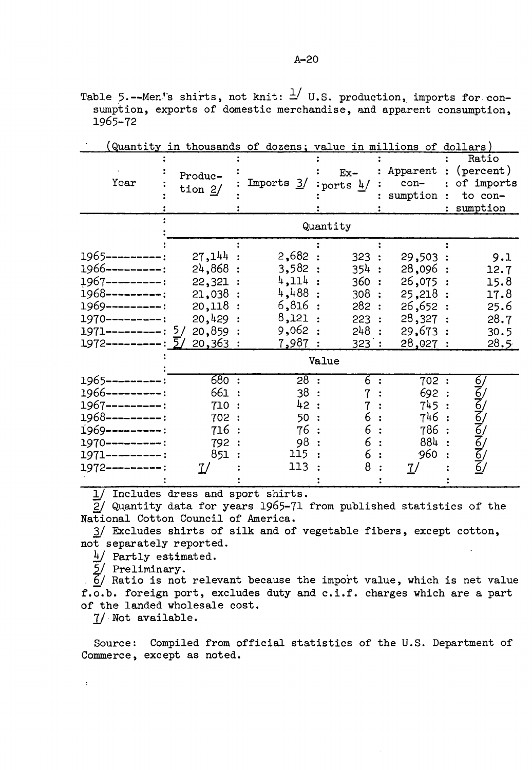Table 5.--Men's shirts, not knit: 1/ U.S. production, imports for consumption, exports of domestic merchandise, and apparent consumption, 1965-72

(Quantity in thousands of dozens; value in millions of dollars)

| Year | Production 2/ | Imports 3/ | Exports 4/ | Apparent consumption | Ratio (percent) of imports to consumption |
|---|---|---|---|---|---|
| | Quantity | | | | |
| 1965 | 27,144 | 2,682 | 323 | 29,503 | 9.1 |
| 1966 | 24,868 | 3,582 | 354 | 28,096 | 12.7 |
| 1967 | 22,321 | 4,114 | 360 | 26,075 | 15.8 |
| 1968 | 21,038 | 4,488 | 308 | 25,218 | 17.8 |
| 1969 | 20,118 | 6,816 | 282 | 26,652 | 25.6 |
| 1970 | 20,429 | 8,121 | 223 | 28,327 | 28.7 |
| 1971 | 5/ 20,859 | 9,062 | 248 | 29,673 | 30.5 |
| 1972 | 5/ 20,363 | 7,987 | 323 | 28,027 | 28.5 |
| | Value | | | | |
| 1965 | 680 | 28 | 6 | 702 | 6/ |
| 1966 | 661 | 38 | 7 | 692 | 6/ |
| 1967 | 710 | 42 | 7 | 745 | 6/ |
| 1968 | 702 | 50 | 6 | 746 | 6/ |
| 1969 | 716 | 76 | 6 | 786 | 6/ |
| 1970 | 792 | 98 | 6 | 884 | 6/ |
| 1971 | 851 | 115 | 6 | 960 | 6/ |
| 1972 | 7/ | 113 | 8 | 7/ | 6/ |

1/ Includes dress and sport shirts.
2/ Quantity data for years 1965-71 from published statistics of the National Cotton Council of America.
3/ Excludes shirts of silk and of vegetable fibers, except cotton, not separately reported.
4/ Partly estimated.
5/ Preliminary.
6/ Ratio is not relevant because the import value, which is net value f.o.b. foreign port, excludes duty and c.i.f. charges which are a part of the landed wholesale cost.
7/ Not available.

Source: Compiled from official statistics of the U.S. Department of Commerce, except as noted.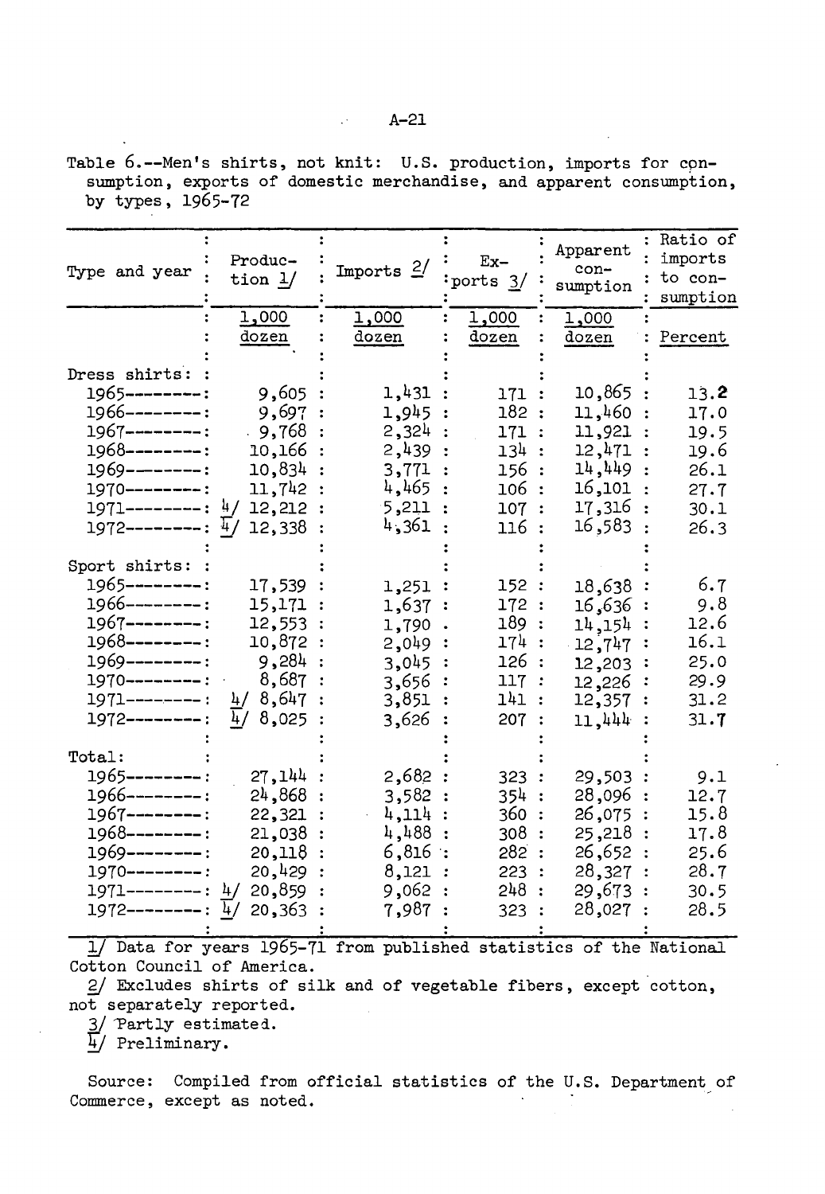Table 6.--Men's shirts, not knit: U.S. production, imports for consumption, exports of domestic merchandise, and apparent consumption, by types, 1965-72

| Type and year | Production 1/ | Imports 2/ | Exports 3/ | Apparent consumption | Ratio of imports to consumption |
|---|---|---|---|---|---|
| | 1,000 dozen | 1,000 dozen | 1,000 dozen | 1,000 dozen | Percent |
| Dress shirts: | | | | | |
| 1965 | 9,605 | 1,431 | 171 | 10,865 | 13.2 |
| 1966 | 9,697 | 1,945 | 182 | 11,460 | 17.0 |
| 1967 | 9,768 | 2,324 | 171 | 11,921 | 19.5 |
| 1968 | 10,166 | 2,439 | 134 | 12,471 | 19.6 |
| 1969 | 10,834 | 3,771 | 156 | 14,449 | 26.1 |
| 1970 | 11,742 | 4,465 | 106 | 16,101 | 27.7 |
| 1971 | 4/ 12,212 | 5,211 | 107 | 17,316 | 30.1 |
| 1972 | 4/ 12,338 | 4,361 | 116 | 16,583 | 26.3 |
| Sport shirts: | | | | | |
| 1965 | 17,539 | 1,251 | 152 | 18,638 | 6.7 |
| 1966 | 15,171 | 1,637 | 172 | 16,636 | 9.8 |
| 1967 | 12,553 | 1,790 | 189 | 14,154 | 12.6 |
| 1968 | 10,872 | 2,049 | 174 | 12,747 | 16.1 |
| 1969 | 9,284 | 3,045 | 126 | 12,203 | 25.0 |
| 1970 | 8,687 | 3,656 | 117 | 12,226 | 29.9 |
| 1971 | 4/ 8,647 | 3,851 | 141 | 12,357 | 31.2 |
| 1972 | 4/ 8,025 | 3,626 | 207 | 11,444 | 31.7 |
| Total: | | | | | |
| 1965 | 27,144 | 2,682 | 323 | 29,503 | 9.1 |
| 1966 | 24,868 | 3,582 | 354 | 28,096 | 12.7 |
| 1967 | 22,321 | 4,114 | 360 | 26,075 | 15.8 |
| 1968 | 21,038 | 4,488 | 308 | 25,218 | 17.8 |
| 1969 | 20,118 | 6,816 | 282 | 26,652 | 25.6 |
| 1970 | 20,429 | 8,121 | 223 | 28,327 | 28.7 |
| 1971 | 4/ 20,859 | 9,062 | 248 | 29,673 | 30.5 |
| 1972 | 4/ 20,363 | 7,987 | 323 | 28,027 | 28.5 |

1/ Data for years 1965-71 from published statistics of the National Cotton Council of America.

2/ Excludes shirts of silk and of vegetable fibers, except cotton, not separately reported.

3/ Partly estimated.

4/ Preliminary.

Source: Compiled from official statistics of the U.S. Department of Commerce, except as noted.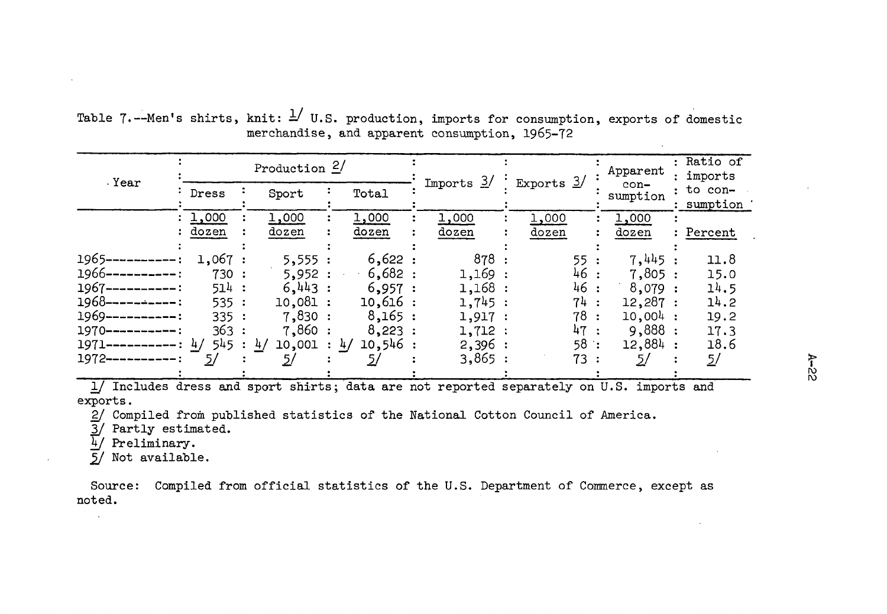Table 7.--Men's shirts, knit: 1/ U.S. production, imports for consumption, exports of domestic merchandise, and apparent consumption, 1965-72

| Year | Production 2/ | | | Imports 3/ | Exports 3/ | Apparent consumption | Ratio of imports to consumption |
|---|---|---|---|---|---|---|---|
| | Dress | Sport | Total | | | | |
| | 1,000 dozen | 1,000 dozen | 1,000 dozen | 1,000 dozen | 1,000 dozen | 1,000 dozen | Percent |
| 1965 | 1,067 | 5,555 | 6,622 | 878 | 55 | 7,445 | 11.8 |
| 1966 | 730 | 5,952 | 6,682 | 1,169 | 46 | 7,805 | 15.0 |
| 1967 | 514 | 6,443 | 6,957 | 1,168 | 46 | 8,079 | 14.5 |
| 1968 | 535 | 10,081 | 10,616 | 1,745 | 74 | 12,287 | 14.2 |
| 1969 | 335 | 7,830 | 8,165 | 1,917 | 78 | 10,004 | 19.2 |
| 1970 | 363 | 7,860 | 8,223 | 1,712 | 47 | 9,888 | 17.3 |
| 1971 | 4/ 545 | 4/ 10,001 | 4/ 10,546 | 2,396 | 58 | 12,884 | 18.6 |
| 1972 | 5/ | 5/ | 5/ | 3,865 | 73 | 5/ | 5/ |

1/ Includes dress and sport shirts; data are not reported separately on U.S. imports and exports.

2/ Compiled from published statistics of the National Cotton Council of America.

3/ Partly estimated.

4/ Preliminary.

5/ Not available.

Source: Compiled from official statistics of the U.S. Department of Commerce, except as noted.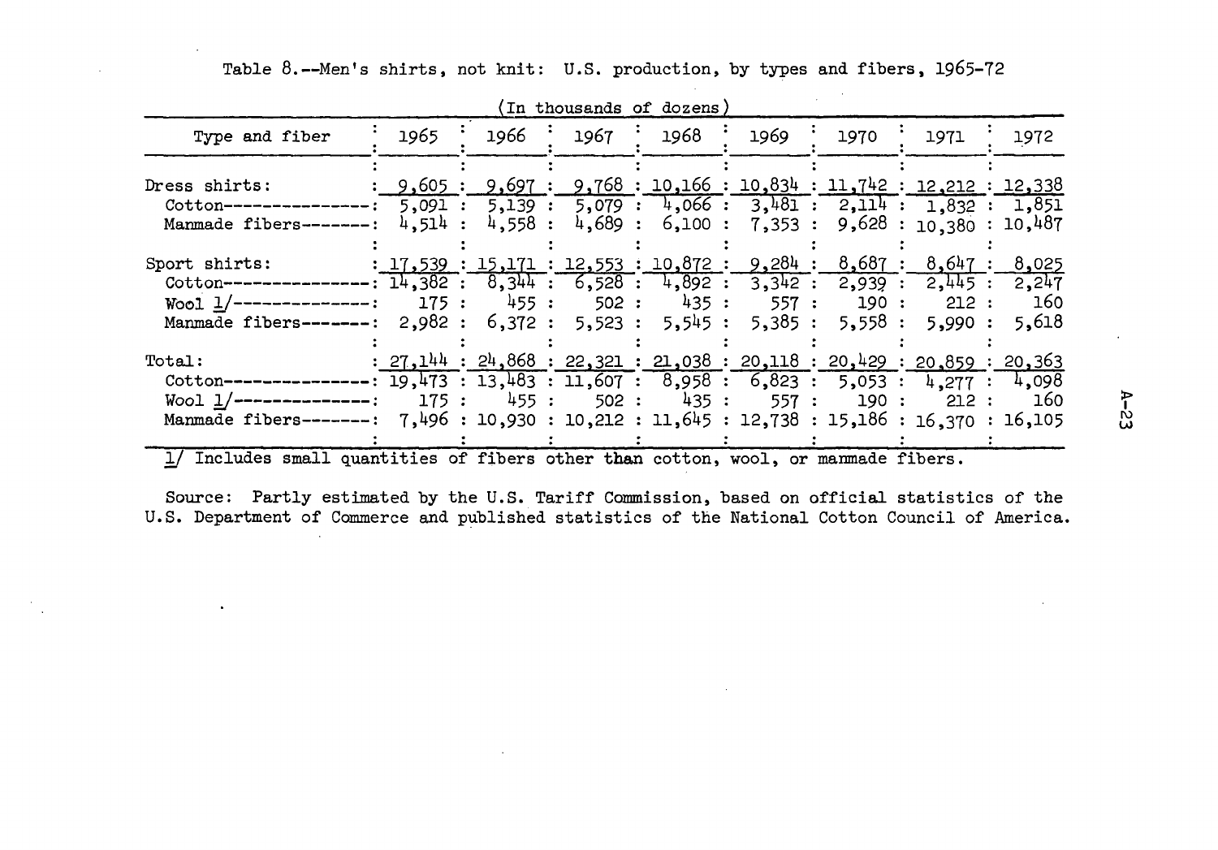Table 8.--Men's shirts, not knit: U.S. production, by types and fibers, 1965-72

(In thousands of dozens)

| Type and fiber | 1965 | 1966 | 1967 | 1968 | 1969 | 1970 | 1971 | 1972 |
|---|---|---|---|---|---|---|---|---|
| Dress shirts: | 9,605 | 9,697 | 9,768 | 10,166 | 10,834 | 11,742 | 12,212 | 12,338 |
| Cotton | 5,091 | 5,139 | 5,079 | 4,066 | 3,481 | 2,114 | 1,832 | 1,851 |
| Manmade fibers | 4,514 | 4,558 | 4,689 | 6,100 | 7,353 | 9,628 | 10,380 | 10,487 |
| Sport shirts: | 17,539 | 15,171 | 12,553 | 10,872 | 9,284 | 8,687 | 8,647 | 8,025 |
| Cotton | 14,382 | 8,344 | 6,528 | 4,892 | 3,342 | 2,939 | 2,445 | 2,247 |
| Wool 1/ | 175 | 455 | 502 | 435 | 557 | 190 | 212 | 160 |
| Manmade fibers | 2,982 | 6,372 | 5,523 | 5,545 | 5,385 | 5,558 | 5,990 | 5,618 |
| Total: | 27,144 | 24,868 | 22,321 | 21,038 | 20,118 | 20,429 | 20,859 | 20,363 |
| Cotton | 19,473 | 13,483 | 11,607 | 8,958 | 6,823 | 5,053 | 4,277 | 4,098 |
| Wool 1/ | 175 | 455 | 502 | 435 | 557 | 190 | 212 | 160 |
| Manmade fibers | 7,496 | 10,930 | 10,212 | 11,645 | 12,738 | 15,186 | 16,370 | 16,105 |

1/ Includes small quantities of fibers other than cotton, wool, or manmade fibers.

Source: Partly estimated by the U.S. Tariff Commission, based on official statistics of the U.S. Department of Commerce and published statistics of the National Cotton Council of America.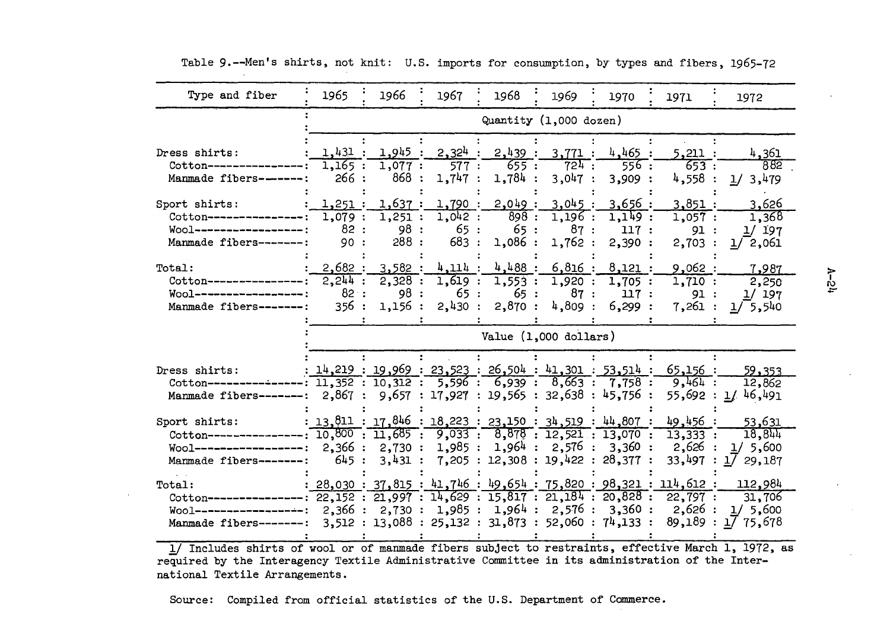Table 9.--Men's shirts, not knit: U.S. imports for consumption, by types and fibers, 1965-72

| Type and fiber | 1965 | 1966 | 1967 | 1968 | 1969 | 1970 | 1971 | 1972 |
|---|---|---|---|---|---|---|---|---|
| | Quantity (1,000 dozen) | | | | | | | |
| Dress shirts: | 1,431 | 1,945 | 2,324 | 2,439 | 3,771 | 4,465 | 5,211 | 4,361 |
| Cotton | 1,165 | 1,077 | 577 | 655 | 724 | 556 | 653 | 882 |
| Manmade fibers | 266 | 868 | 1,747 | 1,784 | 3,047 | 3,909 | 4,558 | 1/ 3,479 |
| Sport shirts: | 1,251 | 1,637 | 1,790 | 2,049 | 3,045 | 3,656 | 3,851 | 3,626 |
| Cotton | 1,079 | 1,251 | 1,042 | 898 | 1,196 | 1,149 | 1,057 | 1,368 |
| Wool | 82 | 98 | 65 | 65 | 87 | 117 | 91 | 1/ 197 |
| Manmade fibers | 90 | 288 | 683 | 1,086 | 1,762 | 2,390 | 2,703 | 1/ 2,061 |
| Total: | 2,682 | 3,582 | 4,114 | 4,488 | 6,816 | 8,121 | 9,062 | 7,987 |
| Cotton | 2,244 | 2,328 | 1,619 | 1,553 | 1,920 | 1,705 | 1,710 | 2,250 |
| Wool | 82 | 98 | 65 | 65 | 87 | 117 | 91 | 1/ 197 |
| Manmade fibers | 356 | 1,156 | 2,430 | 2,870 | 4,809 | 6,299 | 7,261 | 1/ 5,540 |
| | Value (1,000 dollars) | | | | | | | |
| Dress shirts: | 14,219 | 19,969 | 23,523 | 26,504 | 41,301 | 53,514 | 65,156 | 59,353 |
| Cotton | 11,352 | 10,312 | 5,596 | 6,939 | 8,663 | 7,758 | 9,464 | 12,862 |
| Manmade fibers | 2,867 | 9,657 | 17,927 | 19,565 | 32,638 | 45,756 | 55,692 | 1/ 46,491 |
| Sport shirts: | 13,811 | 17,846 | 18,223 | 23,150 | 34,519 | 44,807 | 49,456 | 53,631 |
| Cotton | 10,800 | 11,685 | 9,033 | 8,878 | 12,521 | 13,070 | 13,333 | 18,844 |
| Wool | 2,366 | 2,730 | 1,985 | 1,964 | 2,576 | 3,360 | 2,626 | 1/ 5,600 |
| Manmade fibers | 645 | 3,431 | 7,205 | 12,308 | 19,422 | 28,377 | 33,497 | 1/ 29,187 |
| Total: | 28,030 | 37,815 | 41,746 | 49,654 | 75,820 | 98,321 | 114,612 | 112,984 |
| Cotton | 22,152 | 21,997 | 14,629 | 15,817 | 21,184 | 20,828 | 22,797 | 31,706 |
| Wool | 2,366 | 2,730 | 1,985 | 1,964 | 2,576 | 3,360 | 2,626 | 1/ 5,600 |
| Manmade fibers | 3,512 | 13,088 | 25,132 | 31,873 | 52,060 | 74,133 | 89,189 | 1/ 75,678 |

1/ Includes shirts of wool or of manmade fibers subject to restraints, effective March 1, 1972, as required by the Interagency Textile Administrative Committee in its administration of the International Textile Arrangements.

Source: Compiled from official statistics of the U.S. Department of Commerce.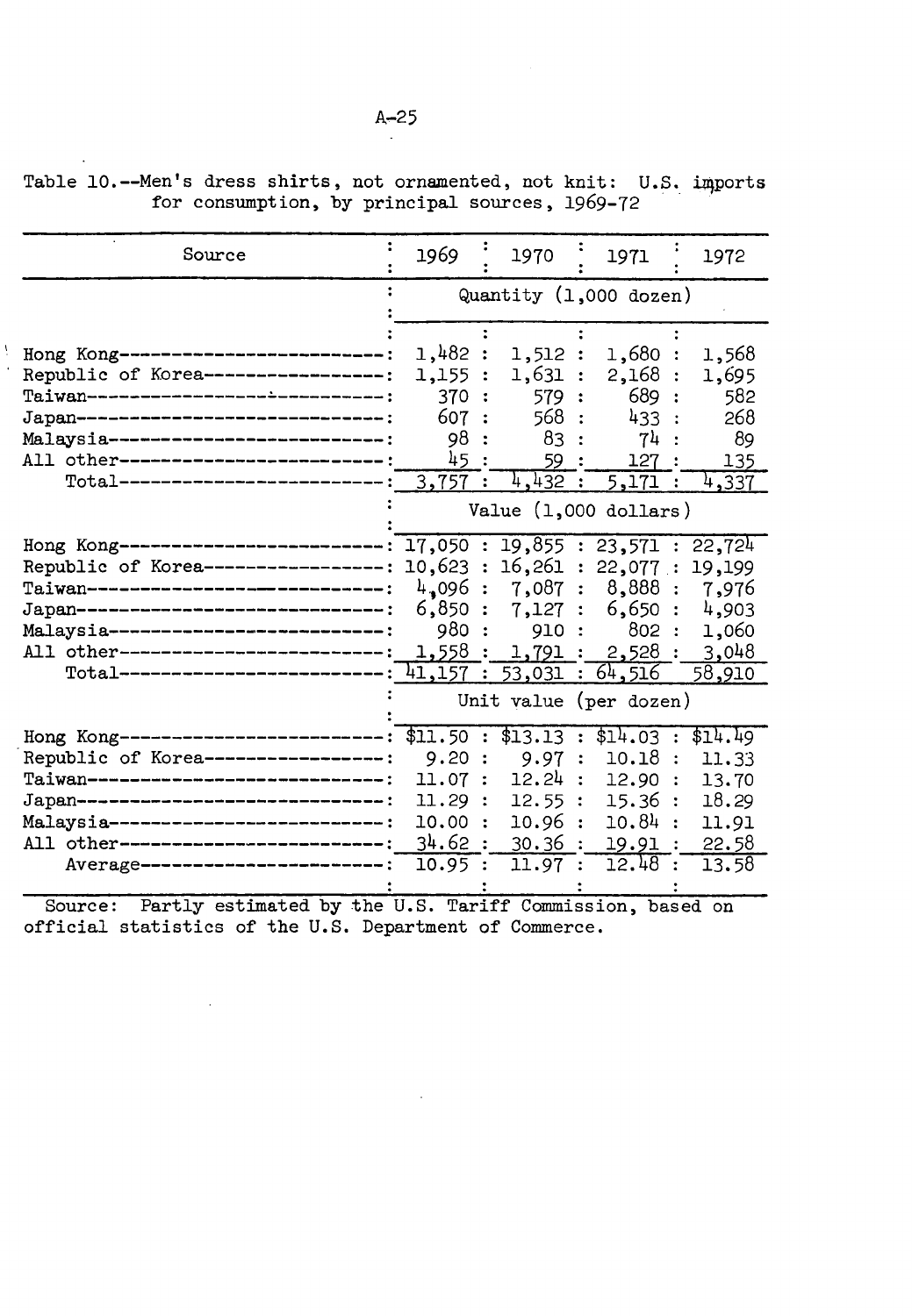Table 10.--Men's dress shirts, not ornamented, not knit: U.S. imports for consumption, by principal sources, 1969-72

| Source | 1969 | 1970 | 1971 | 1972 |
|---|---|---|---|---|
| | Quantity (1,000 dozen) | | | |
| Hong Kong | 1,482 | 1,512 | 1,680 | 1,568 |
| Republic of Korea | 1,155 | 1,631 | 2,168 | 1,695 |
| Taiwan | 370 | 579 | 689 | 582 |
| Japan | 607 | 568 | 433 | 268 |
| Malaysia | 98 | 83 | 74 | 89 |
| All other | 45 | 59 | 127 | 135 |
| Total | 3,757 | 4,432 | 5,171 | 4,337 |
| | Value (1,000 dollars) | | | |
| Hong Kong | 17,050 | 19,855 | 23,571 | 22,724 |
| Republic of Korea | 10,623 | 16,261 | 22,077 | 19,199 |
| Taiwan | 4,096 | 7,087 | 8,888 | 7,976 |
| Japan | 6,850 | 7,127 | 6,650 | 4,903 |
| Malaysia | 980 | 910 | 802 | 1,060 |
| All other | 1,558 | 1,791 | 2,528 | 3,048 |
| Total | 41,157 | 53,031 | 64,516 | 58,910 |
| | Unit value (per dozen) | | | |
| Hong Kong | $11.50 | $13.13 | $14.03 | $14.49 |
| Republic of Korea | 9.20 | 9.97 | 10.18 | 11.33 |
| Taiwan | 11.07 | 12.24 | 12.90 | 13.70 |
| Japan | 11.29 | 12.55 | 15.36 | 18.29 |
| Malaysia | 10.00 | 10.96 | 10.84 | 11.91 |
| All other | 34.62 | 30.36 | 19.91 | 22.58 |
| Average | 10.95 | 11.97 | 12.48 | 13.58 |

Source: Partly estimated by the U.S. Tariff Commission, based on official statistics of the U.S. Department of Commerce.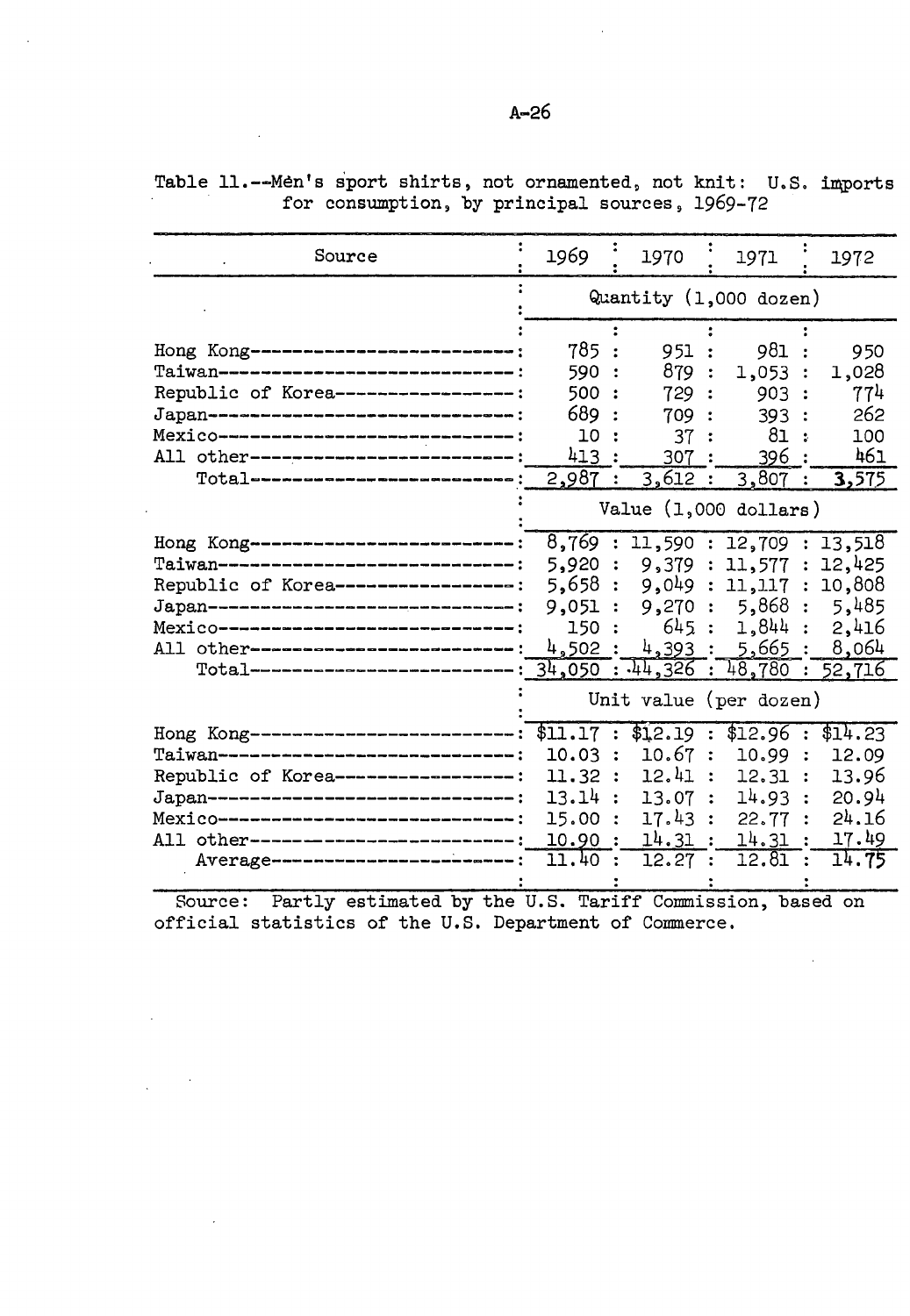Table 11.--Men's sport shirts, not ornamented, not knit: U.S. imports for consumption, by principal sources, 1969-72

| Source | 1969 | 1970 | 1971 | 1972 |
|---|---|---|---|---|
| | Quantity (1,000 dozen) | | | |
| Hong Kong | 785 | 951 | 981 | 950 |
| Taiwan | 590 | 879 | 1,053 | 1,028 |
| Republic of Korea | 500 | 729 | 903 | 774 |
| Japan | 689 | 709 | 393 | 262 |
| Mexico | 10 | 37 | 81 | 100 |
| All other | 413 | 307 | 396 | 461 |
| Total | 2,987 | 3,612 | 3,807 | 3,575 |
| | Value (1,000 dollars) | | | |
| Hong Kong | 8,769 | 11,590 | 12,709 | 13,518 |
| Taiwan | 5,920 | 9,379 | 11,577 | 12,425 |
| Republic of Korea | 5,658 | 9,049 | 11,117 | 10,808 |
| Japan | 9,051 | 9,270 | 5,868 | 5,485 |
| Mexico | 150 | 645 | 1,844 | 2,416 |
| All other | 4,502 | 4,393 | 5,665 | 8,064 |
| Total | 34,050 | 44,326 | 48,780 | 52,716 |
| | Unit value (per dozen) | | | |
| Hong Kong | $11.17 | $12.19 | $12.96 | $14.23 |
| Taiwan | 10.03 | 10.67 | 10.99 | 12.09 |
| Republic of Korea | 11.32 | 12.41 | 12.31 | 13.96 |
| Japan | 13.14 | 13.07 | 14.93 | 20.94 |
| Mexico | 15.00 | 17.43 | 22.77 | 24.16 |
| All other | 10.90 | 14.31 | 14.31 | 17.49 |
| Average | 11.40 | 12.27 | 12.81 | 14.75 |

Source: Partly estimated by the U.S. Tariff Commission, based on official statistics of the U.S. Department of Commerce.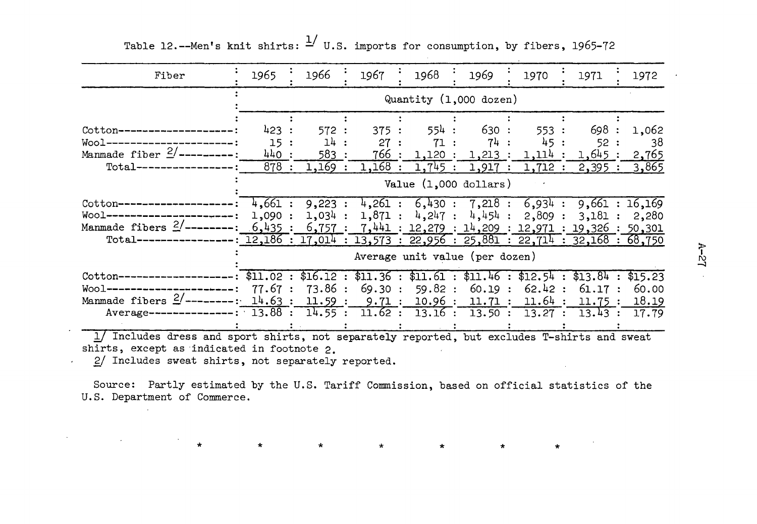Table 12.--Men's knit shirts: 1/ U.S. imports for consumption, by fibers, 1965-72

| Fiber | 1965 | 1966 | 1967 | 1968 | 1969 | 1970 | 1971 | 1972 |
|---|---|---|---|---|---|---|---|---|
| | Quantity (1,000 dozen) | | | | | | | |
| Cotton | 423 | 572 | 375 | 554 | 630 | 553 | 698 | 1,062 |
| Wool | 15 | 14 | 27 | 71 | 74 | 45 | 52 | 38 |
| Manmade fiber 2/ | 440 | 583 | 766 | 1,120 | 1,213 | 1,114 | 1,645 | 2,765 |
| Total | 878 | 1,169 | 1,168 | 1,745 | 1,917 | 1,712 | 2,395 | 3,865 |
| | Value (1,000 dollars) | | | | | | | |
| Cotton | 4,661 | 9,223 | 4,261 | 6,430 | 7,218 | 6,934 | 9,661 | 16,169 |
| Wool | 1,090 | 1,034 | 1,871 | 4,247 | 4,454 | 2,809 | 3,181 | 2,280 |
| Manmade fibers 2/ | 6,435 | 6,757 | 7,441 | 12,279 | 14,209 | 12,971 | 19,326 | 50,301 |
| Total | 12,186 | 17,014 | 13,573 | 22,956 | 25,881 | 22,714 | 32,168 | 68,750 |
| | Average unit value (per dozen) | | | | | | | |
| Cotton | $11.02 | $16.12 | $11.36 | $11.61 | $11.46 | $12.54 | $13.84 | $15.23 |
| Wool | 77.67 | 73.86 | 69.30 | 59.82 | 60.19 | 62.42 | 61.17 | 60.00 |
| Manmade fibers 2/ | 14.63 | 11.59 | 9.71 | 10.96 | 11.71 | 11.64 | 11.75 | 18.19 |
| Average | 13.88 | 14.55 | 11.62 | 13.16 | 13.50 | 13.27 | 13.43 | 17.79 |

1/ Includes dress and sport shirts, not separately reported, but excludes T-shirts and sweat shirts, except as indicated in footnote 2.

2/ Includes sweat shirts, not separately reported.

Source: Partly estimated by the U.S. Tariff Commission, based on official statistics of the U.S. Department of Commerce.

\* \* \* \* \* \* \*